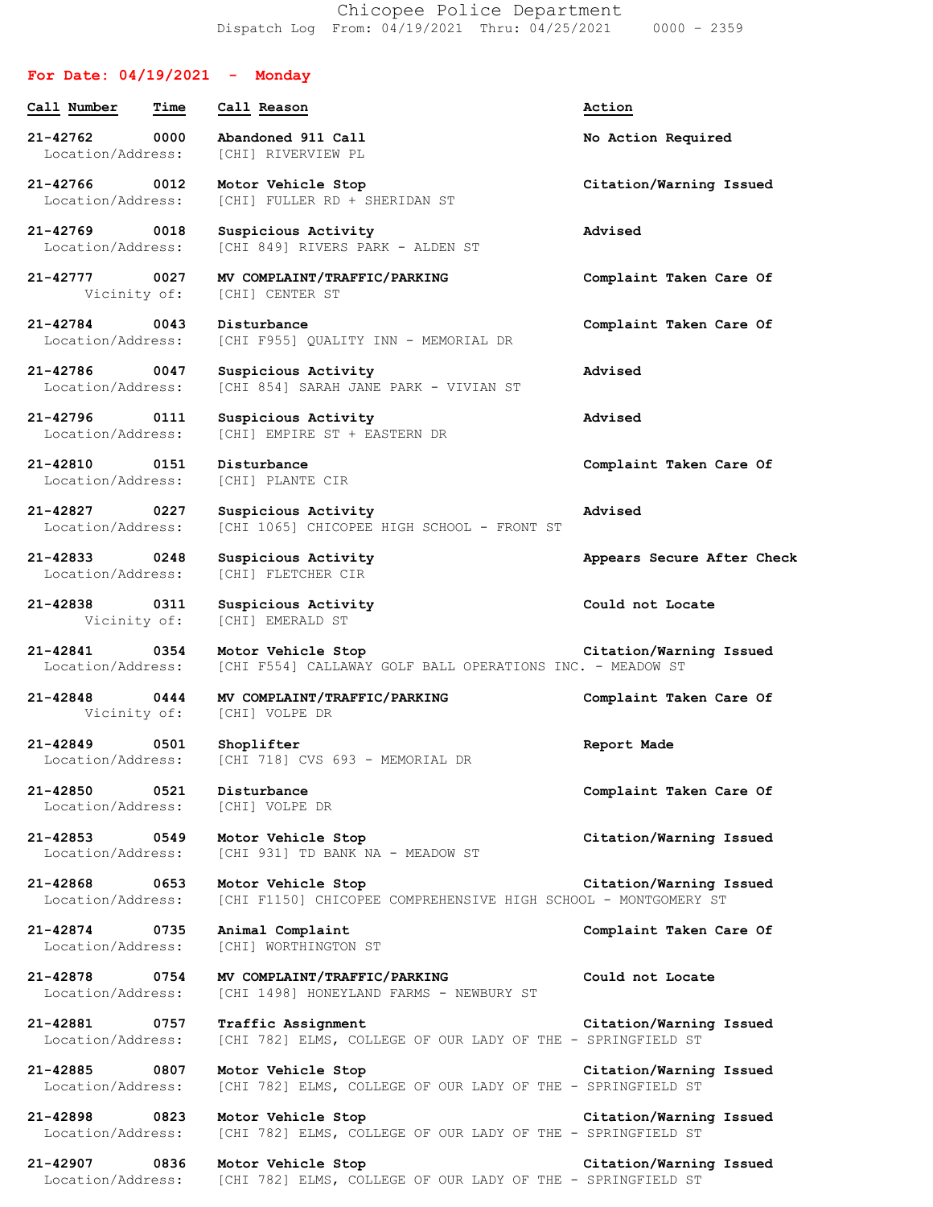# Chicopee Police Department

Dispatch Log From: 04/19/2021 Thru: 04/25/2021 0000 - 2359

## For Date: 04/19/2021 - Monday

| Call Number | Time | Call Reason | Action |
|---|---|---|---|
| 21-42762 | 0000 | Abandoned 911 Call | No Action Required |
| Location/Address: | | [CHI] RIVERVIEW PL | |
| 21-42766 | 0012 | Motor Vehicle Stop | Citation/Warning Issued |
| Location/Address: | | [CHI] FULLER RD + SHERIDAN ST | |
| 21-42769 | 0018 | Suspicious Activity | Advised |
| Location/Address: | | [CHI 849] RIVERS PARK - ALDEN ST | |
| 21-42777 | 0027 | MV COMPLAINT/TRAFFIC/PARKING | Complaint Taken Care Of |
| Vicinity of: | | [CHI] CENTER ST | |
| 21-42784 | 0043 | Disturbance | Complaint Taken Care Of |
| Location/Address: | | [CHI F955] QUALITY INN - MEMORIAL DR | |
| 21-42786 | 0047 | Suspicious Activity | Advised |
| Location/Address: | | [CHI 854] SARAH JANE PARK - VIVIAN ST | |
| 21-42796 | 0111 | Suspicious Activity | Advised |
| Location/Address: | | [CHI] EMPIRE ST + EASTERN DR | |
| 21-42810 | 0151 | Disturbance | Complaint Taken Care Of |
| Location/Address: | | [CHI] PLANTE CIR | |
| 21-42827 | 0227 | Suspicious Activity | Advised |
| Location/Address: | | [CHI 1065] CHICOPEE HIGH SCHOOL - FRONT ST | |
| 21-42833 | 0248 | Suspicious Activity | Appears Secure After Check |
| Location/Address: | | [CHI] FLETCHER CIR | |
| 21-42838 | 0311 | Suspicious Activity | Could not Locate |
| Vicinity of: | | [CHI] EMERALD ST | |
| 21-42841 | 0354 | Motor Vehicle Stop | Citation/Warning Issued |
| Location/Address: | | [CHI F554] CALLAWAY GOLF BALL OPERATIONS INC. - MEADOW ST | |
| 21-42848 | 0444 | MV COMPLAINT/TRAFFIC/PARKING | Complaint Taken Care Of |
| Vicinity of: | | [CHI] VOLPE DR | |
| 21-42849 | 0501 | Shoplifter | Report Made |
| Location/Address: | | [CHI 718] CVS 693 - MEMORIAL DR | |
| 21-42850 | 0521 | Disturbance | Complaint Taken Care Of |
| Location/Address: | | [CHI] VOLPE DR | |
| 21-42853 | 0549 | Motor Vehicle Stop | Citation/Warning Issued |
| Location/Address: | | [CHI 931] TD BANK NA - MEADOW ST | |
| 21-42868 | 0653 | Motor Vehicle Stop | Citation/Warning Issued |
| Location/Address: | | [CHI F1150] CHICOPEE COMPREHENSIVE HIGH SCHOOL - MONTGOMERY ST | |
| 21-42874 | 0735 | Animal Complaint | Complaint Taken Care Of |
| Location/Address: | | [CHI] WORTHINGTON ST | |
| 21-42878 | 0754 | MV COMPLAINT/TRAFFIC/PARKING | Could not Locate |
| Location/Address: | | [CHI 1498] HONEYLAND FARMS - NEWBURY ST | |
| 21-42881 | 0757 | Traffic Assignment | Citation/Warning Issued |
| Location/Address: | | [CHI 782] ELMS, COLLEGE OF OUR LADY OF THE - SPRINGFIELD ST | |
| 21-42885 | 0807 | Motor Vehicle Stop | Citation/Warning Issued |
| Location/Address: | | [CHI 782] ELMS, COLLEGE OF OUR LADY OF THE - SPRINGFIELD ST | |
| 21-42898 | 0823 | Motor Vehicle Stop | Citation/Warning Issued |
| Location/Address: | | [CHI 782] ELMS, COLLEGE OF OUR LADY OF THE - SPRINGFIELD ST | |
| 21-42907 | 0836 | Motor Vehicle Stop | Citation/Warning Issued |
| Location/Address: | | [CHI 782] ELMS, COLLEGE OF OUR LADY OF THE - SPRINGFIELD ST | |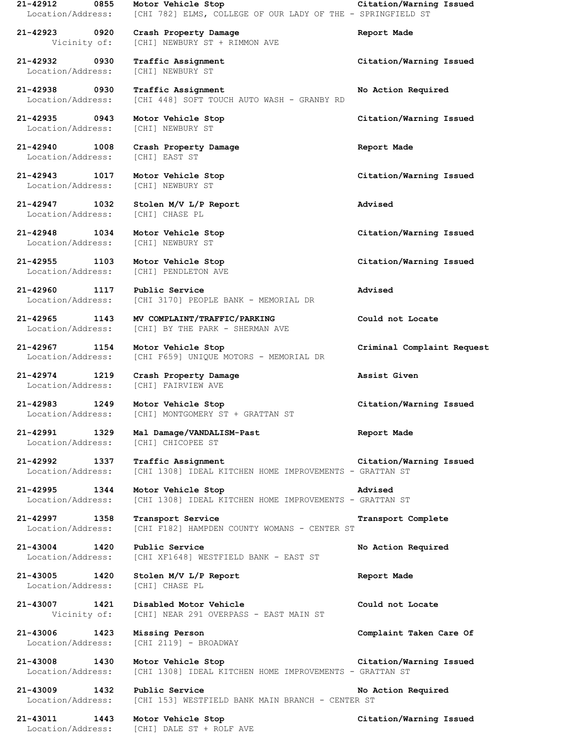**21-42912 0855 Motor Vehicle Stop Citation/Warning Issued**
Location/Address: [CHI 782] ELMS, COLLEGE OF OUR LADY OF THE - SPRINGFIELD ST

**21-42923 0920 Crash Property Damage Report Made**
Vicinity of: [CHI] NEWBURY ST + RIMMON AVE

**21-42932 0930 Traffic Assignment Citation/Warning Issued**
Location/Address: [CHI] NEWBURY ST

**21-42938 0930 Traffic Assignment No Action Required**
Location/Address: [CHI 448] SOFT TOUCH AUTO WASH - GRANBY RD

**21-42935 0943 Motor Vehicle Stop Citation/Warning Issued**
Location/Address: [CHI] NEWBURY ST

**21-42940 1008 Crash Property Damage Report Made**
Location/Address: [CHI] EAST ST

**21-42943 1017 Motor Vehicle Stop Citation/Warning Issued**
Location/Address: [CHI] NEWBURY ST

**21-42947 1032 Stolen M/V L/P Report Advised**
Location/Address: [CHI] CHASE PL

**21-42948 1034 Motor Vehicle Stop Citation/Warning Issued**
Location/Address: [CHI] NEWBURY ST

**21-42955 1103 Motor Vehicle Stop Citation/Warning Issued**
Location/Address: [CHI] PENDLETON AVE

**21-42960 1117 Public Service Advised**
Location/Address: [CHI 3170] PEOPLE BANK - MEMORIAL DR

**21-42965 1143 MV COMPLAINT/TRAFFIC/PARKING Could not Locate**
Location/Address: [CHI] BY THE PARK - SHERMAN AVE

**21-42967 1154 Motor Vehicle Stop Criminal Complaint Request**
Location/Address: [CHI F659] UNIQUE MOTORS - MEMORIAL DR

**21-42974 1219 Crash Property Damage Assist Given**
Location/Address: [CHI] FAIRVIEW AVE

**21-42983 1249 Motor Vehicle Stop Citation/Warning Issued**
Location/Address: [CHI] MONTGOMERY ST + GRATTAN ST

**21-42991 1329 Mal Damage/VANDALISM-Past Report Made**
Location/Address: [CHI] CHICOPEE ST

**21-42992 1337 Traffic Assignment Citation/Warning Issued**
Location/Address: [CHI 1308] IDEAL KITCHEN HOME IMPROVEMENTS - GRATTAN ST

**21-42995 1344 Motor Vehicle Stop Advised**
Location/Address: [CHI 1308] IDEAL KITCHEN HOME IMPROVEMENTS - GRATTAN ST

**21-42997 1358 Transport Service Transport Complete**
Location/Address: [CHI F182] HAMPDEN COUNTY WOMANS - CENTER ST

**21-43004 1420 Public Service No Action Required**
Location/Address: [CHI XF1648] WESTFIELD BANK - EAST ST

**21-43005 1420 Stolen M/V L/P Report Report Made**
Location/Address: [CHI] CHASE PL

**21-43007 1421 Disabled Motor Vehicle Could not Locate**
Vicinity of: [CHI] NEAR 291 OVERPASS - EAST MAIN ST

**21-43006 1423 Missing Person Complaint Taken Care Of**
Location/Address: [CHI 2119] - BROADWAY

**21-43008 1430 Motor Vehicle Stop Citation/Warning Issued**
Location/Address: [CHI 1308] IDEAL KITCHEN HOME IMPROVEMENTS - GRATTAN ST

**21-43009 1432 Public Service No Action Required**
Location/Address: [CHI 153] WESTFIELD BANK MAIN BRANCH - CENTER ST

**21-43011 1443 Motor Vehicle Stop Citation/Warning Issued**
Location/Address: [CHI] DALE ST + ROLF AVE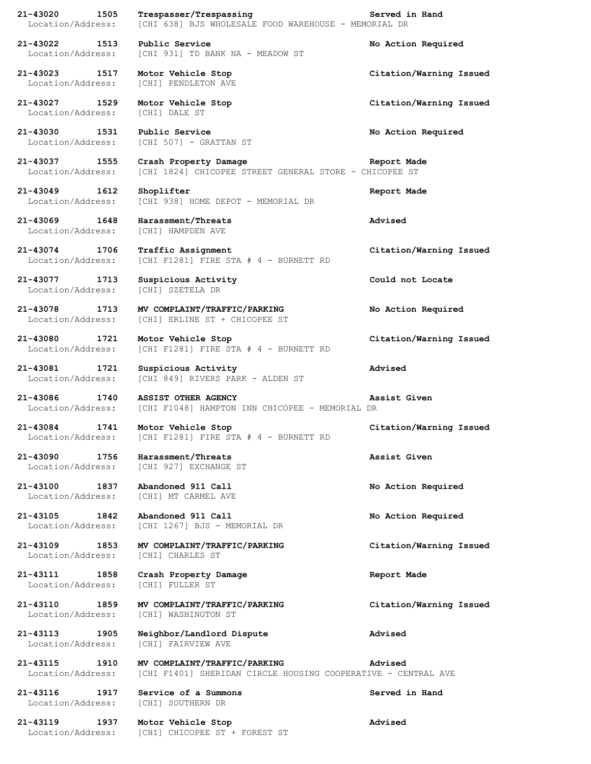**21-43020 1505 Trespasser/Trespassing** **Served in Hand**
Location/Address: [CHI 638] BJS WHOLESALE FOOD WAREHOUSE - MEMORIAL DR

**21-43022 1513 Public Service** **No Action Required**
Location/Address: [CHI 931] TD BANK NA - MEADOW ST

**21-43023 1517 Motor Vehicle Stop** **Citation/Warning Issued**
Location/Address: [CHI] PENDLETON AVE

**21-43027 1529 Motor Vehicle Stop** **Citation/Warning Issued**
Location/Address: [CHI] DALE ST

**21-43030 1531 Public Service** **No Action Required**
Location/Address: [CHI 507] - GRATTAN ST

**21-43037 1555 Crash Property Damage** **Report Made**
Location/Address: [CHI 1824] CHICOPEE STREET GENERAL STORE - CHICOPEE ST

**21-43049 1612 Shoplifter** **Report Made**
Location/Address: [CHI 938] HOME DEPOT - MEMORIAL DR

**21-43069 1648 Harassment/Threats** **Advised**
Location/Address: [CHI] HAMPDEN AVE

**21-43074 1706 Traffic Assignment** **Citation/Warning Issued**
Location/Address: [CHI F1281] FIRE STA # 4 - BURNETT RD

**21-43077 1713 Suspicious Activity** **Could not Locate**
Location/Address: [CHI] SZETELA DR

**21-43078 1713 MV COMPLAINT/TRAFFIC/PARKING** **No Action Required**
Location/Address: [CHI] ERLINE ST + CHICOPEE ST

**21-43080 1721 Motor Vehicle Stop** **Citation/Warning Issued**
Location/Address: [CHI F1281] FIRE STA # 4 - BURNETT RD

**21-43081 1721 Suspicious Activity** **Advised**
Location/Address: [CHI 849] RIVERS PARK - ALDEN ST

**21-43086 1740 ASSIST OTHER AGENCY** **Assist Given**
Location/Address: [CHI F1048] HAMPTON INN CHICOPEE - MEMORIAL DR

**21-43084 1741 Motor Vehicle Stop** **Citation/Warning Issued**
Location/Address: [CHI F1281] FIRE STA # 4 - BURNETT RD

**21-43090 1756 Harassment/Threats** **Assist Given**
Location/Address: [CHI 927] EXCHANGE ST

**21-43100 1837 Abandoned 911 Call** **No Action Required**
Location/Address: [CHI] MT CARMEL AVE

**21-43105 1842 Abandoned 911 Call** **No Action Required**
Location/Address: [CHI 1267] BJS - MEMORIAL DR

**21-43109 1853 MV COMPLAINT/TRAFFIC/PARKING** **Citation/Warning Issued**
Location/Address: [CHI] CHARLES ST

**21-43111 1858 Crash Property Damage** **Report Made**
Location/Address: [CHI] FULLER ST

**21-43110 1859 MV COMPLAINT/TRAFFIC/PARKING** **Citation/Warning Issued**
Location/Address: [CHI] WASHINGTON ST

**21-43113 1905 Neighbor/Landlord Dispute** **Advised**
Location/Address: [CHI] FAIRVIEW AVE

**21-43115 1910 MV COMPLAINT/TRAFFIC/PARKING** **Advised**
Location/Address: [CHI F1401] SHERIDAN CIRCLE HOUSING COOPERATIVE - CENTRAL AVE

**21-43116 1917 Service of a Summons** **Served in Hand**
Location/Address: [CHI] SOUTHERN DR

**21-43119 1937 Motor Vehicle Stop** **Advised**
Location/Address: [CHI] CHICOPEE ST + FOREST ST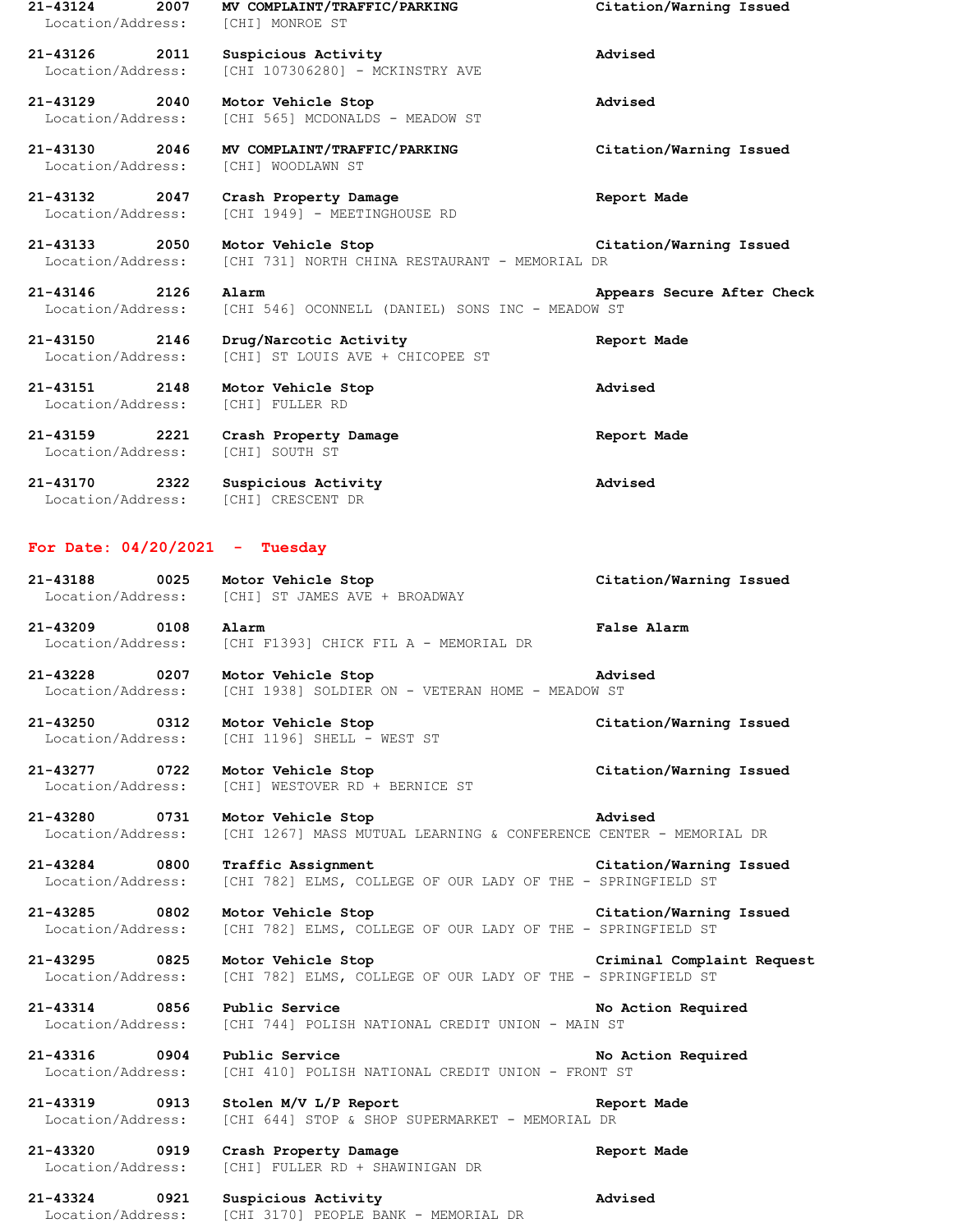**21-43124 2007 MV COMPLAINT/TRAFFIC/PARKING Citation/Warning Issued**
Location/Address: [CHI] MONROE ST

**21-43126 2011 Suspicious Activity Advised**
Location/Address: [CHI 107306280] - MCKINSTRY AVE

**21-43129 2040 Motor Vehicle Stop Advised**
Location/Address: [CHI 565] MCDONALDS - MEADOW ST

**21-43130 2046 MV COMPLAINT/TRAFFIC/PARKING Citation/Warning Issued**
Location/Address: [CHI] WOODLAWN ST

**21-43132 2047 Crash Property Damage Report Made**
Location/Address: [CHI 1949] - MEETINGHOUSE RD

**21-43133 2050 Motor Vehicle Stop Citation/Warning Issued**
Location/Address: [CHI 731] NORTH CHINA RESTAURANT - MEMORIAL DR

**21-43146 2126 Alarm Appears Secure After Check**
Location/Address: [CHI 546] OCONNELL (DANIEL) SONS INC - MEADOW ST

**21-43150 2146 Drug/Narcotic Activity Report Made**
Location/Address: [CHI] ST LOUIS AVE + CHICOPEE ST

**21-43151 2148 Motor Vehicle Stop Advised**
Location/Address: [CHI] FULLER RD

**21-43159 2221 Crash Property Damage Report Made**
Location/Address: [CHI] SOUTH ST

**21-43170 2322 Suspicious Activity Advised**
Location/Address: [CHI] CRESCENT DR

## For Date: 04/20/2021 - Tuesday

**21-43188 0025 Motor Vehicle Stop Citation/Warning Issued**
Location/Address: [CHI] ST JAMES AVE + BROADWAY

**21-43209 0108 Alarm False Alarm**
Location/Address: [CHI F1393] CHICK FIL A - MEMORIAL DR

**21-43228 0207 Motor Vehicle Stop Advised**
Location/Address: [CHI 1938] SOLDIER ON - VETERAN HOME - MEADOW ST

**21-43250 0312 Motor Vehicle Stop Citation/Warning Issued**
Location/Address: [CHI 1196] SHELL - WEST ST

**21-43277 0722 Motor Vehicle Stop Citation/Warning Issued**
Location/Address: [CHI] WESTOVER RD + BERNICE ST

**21-43280 0731 Motor Vehicle Stop Advised**
Location/Address: [CHI 1267] MASS MUTUAL LEARNING & CONFERENCE CENTER - MEMORIAL DR

**21-43284 0800 Traffic Assignment Citation/Warning Issued**
Location/Address: [CHI 782] ELMS, COLLEGE OF OUR LADY OF THE - SPRINGFIELD ST

**21-43285 0802 Motor Vehicle Stop Citation/Warning Issued**
Location/Address: [CHI 782] ELMS, COLLEGE OF OUR LADY OF THE - SPRINGFIELD ST

**21-43295 0825 Motor Vehicle Stop Criminal Complaint Request**
Location/Address: [CHI 782] ELMS, COLLEGE OF OUR LADY OF THE - SPRINGFIELD ST

**21-43314 0856 Public Service No Action Required**
Location/Address: [CHI 744] POLISH NATIONAL CREDIT UNION - MAIN ST

**21-43316 0904 Public Service No Action Required**
Location/Address: [CHI 410] POLISH NATIONAL CREDIT UNION - FRONT ST

**21-43319 0913 Stolen M/V L/P Report Report Made**
Location/Address: [CHI 644] STOP & SHOP SUPERMARKET - MEMORIAL DR

**21-43320 0919 Crash Property Damage Report Made**
Location/Address: [CHI] FULLER RD + SHAWINIGAN DR

**21-43324 0921 Suspicious Activity Advised**
Location/Address: [CHI 3170] PEOPLE BANK - MEMORIAL DR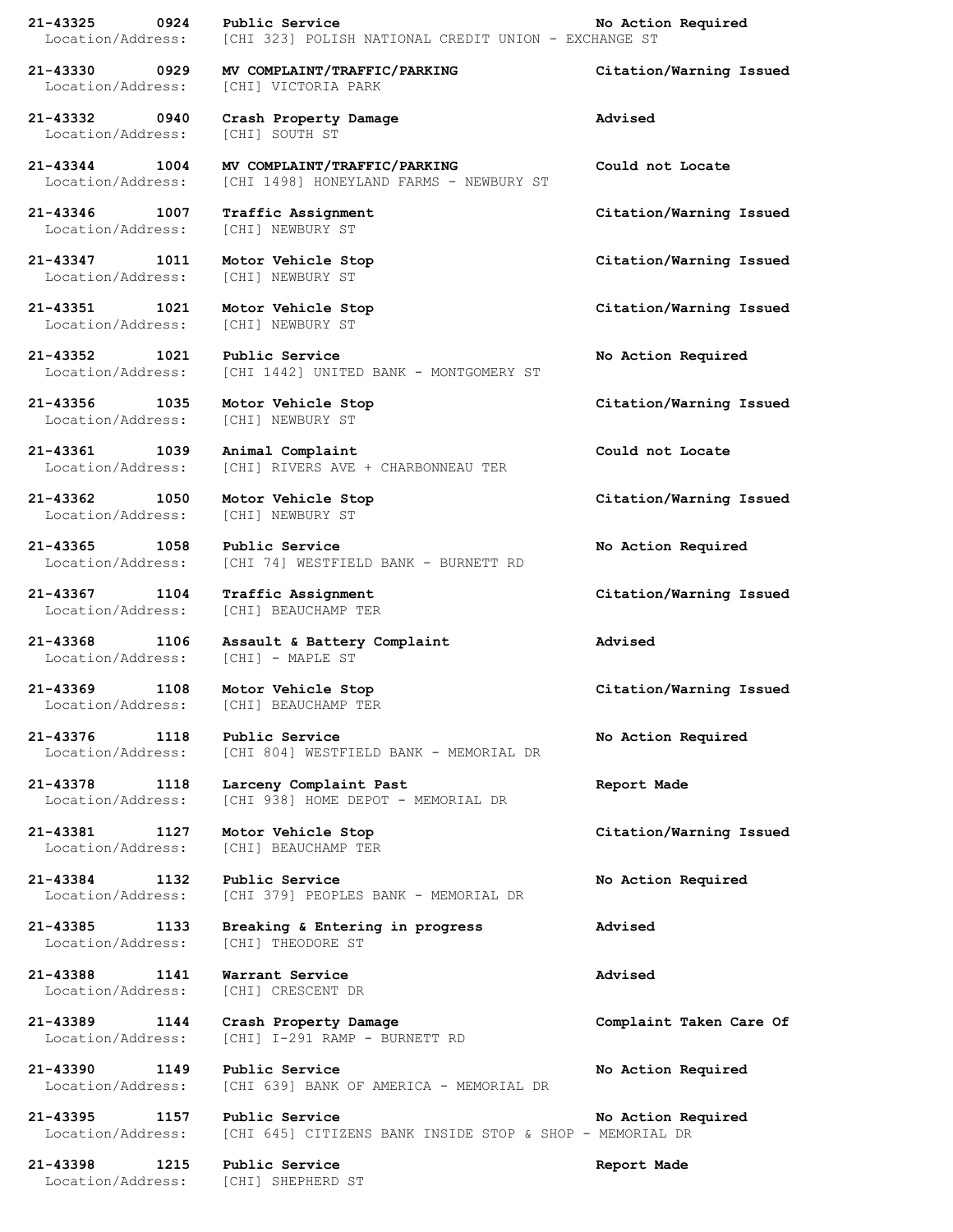**21-43325 0924 Public Service** **No Action Required**
Location/Address: [CHI 323] POLISH NATIONAL CREDIT UNION - EXCHANGE ST

**21-43330 0929 MV COMPLAINT/TRAFFIC/PARKING** **Citation/Warning Issued**
Location/Address: [CHI] VICTORIA PARK

**21-43332 0940 Crash Property Damage** **Advised**
Location/Address: [CHI] SOUTH ST

**21-43344 1004 MV COMPLAINT/TRAFFIC/PARKING** **Could not Locate**
Location/Address: [CHI 1498] HONEYLAND FARMS - NEWBURY ST

**21-43346 1007 Traffic Assignment** **Citation/Warning Issued**
Location/Address: [CHI] NEWBURY ST

**21-43347 1011 Motor Vehicle Stop** **Citation/Warning Issued**
Location/Address: [CHI] NEWBURY ST

**21-43351 1021 Motor Vehicle Stop** **Citation/Warning Issued**
Location/Address: [CHI] NEWBURY ST

**21-43352 1021 Public Service** **No Action Required**
Location/Address: [CHI 1442] UNITED BANK - MONTGOMERY ST

**21-43356 1035 Motor Vehicle Stop** **Citation/Warning Issued**
Location/Address: [CHI] NEWBURY ST

**21-43361 1039 Animal Complaint** **Could not Locate**
Location/Address: [CHI] RIVERS AVE + CHARBONNEAU TER

**21-43362 1050 Motor Vehicle Stop** **Citation/Warning Issued**
Location/Address: [CHI] NEWBURY ST

**21-43365 1058 Public Service** **No Action Required**
Location/Address: [CHI 74] WESTFIELD BANK - BURNETT RD

**21-43367 1104 Traffic Assignment** **Citation/Warning Issued**
Location/Address: [CHI] BEAUCHAMP TER

**21-43368 1106 Assault & Battery Complaint** **Advised**
Location/Address: [CHI] - MAPLE ST

**21-43369 1108 Motor Vehicle Stop** **Citation/Warning Issued**
Location/Address: [CHI] BEAUCHAMP TER

**21-43376 1118 Public Service** **No Action Required**
Location/Address: [CHI 804] WESTFIELD BANK - MEMORIAL DR

**21-43378 1118 Larceny Complaint Past** **Report Made**
Location/Address: [CHI 938] HOME DEPOT - MEMORIAL DR

**21-43381 1127 Motor Vehicle Stop** **Citation/Warning Issued**
Location/Address: [CHI] BEAUCHAMP TER

**21-43384 1132 Public Service** **No Action Required**
Location/Address: [CHI 379] PEOPLES BANK - MEMORIAL DR

**21-43385 1133 Breaking & Entering in progress** **Advised**
Location/Address: [CHI] THEODORE ST

**21-43388 1141 Warrant Service** **Advised**
Location/Address: [CHI] CRESCENT DR

**21-43389 1144 Crash Property Damage** **Complaint Taken Care Of**
Location/Address: [CHI] I-291 RAMP - BURNETT RD

**21-43390 1149 Public Service** **No Action Required**
Location/Address: [CHI 639] BANK OF AMERICA - MEMORIAL DR

**21-43395 1157 Public Service** **No Action Required**
Location/Address: [CHI 645] CITIZENS BANK INSIDE STOP & SHOP - MEMORIAL DR

**21-43398 1215 Public Service** **Report Made**
Location/Address: [CHI] SHEPHERD ST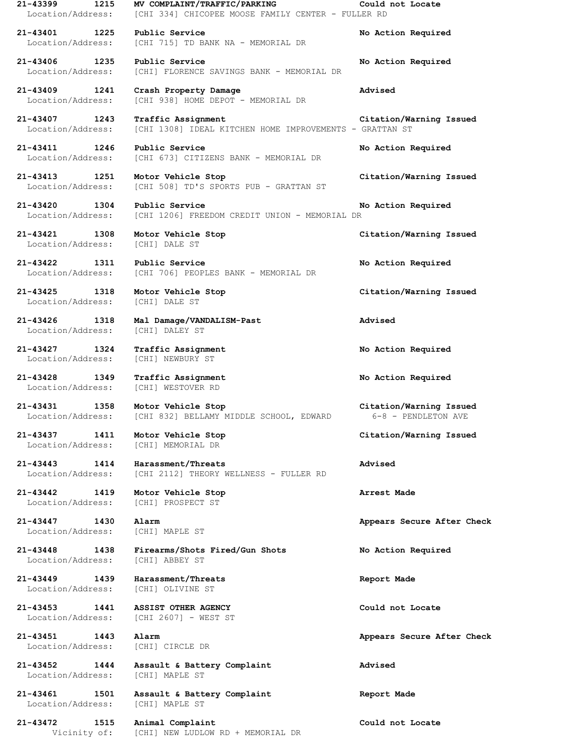**21-43399 1215 MV COMPLAINT/TRAFFIC/PARKING Could not Locate**
Location/Address: [CHI 334] CHICOPEE MOOSE FAMILY CENTER - FULLER RD

**21-43401 1225 Public Service No Action Required**
Location/Address: [CHI 715] TD BANK NA - MEMORIAL DR

**21-43406 1235 Public Service No Action Required**
Location/Address: [CHI] FLORENCE SAVINGS BANK - MEMORIAL DR

**21-43409 1241 Crash Property Damage Advised**
Location/Address: [CHI 938] HOME DEPOT - MEMORIAL DR

**21-43407 1243 Traffic Assignment Citation/Warning Issued**
Location/Address: [CHI 1308] IDEAL KITCHEN HOME IMPROVEMENTS - GRATTAN ST

**21-43411 1246 Public Service No Action Required**
Location/Address: [CHI 673] CITIZENS BANK - MEMORIAL DR

**21-43413 1251 Motor Vehicle Stop Citation/Warning Issued**
Location/Address: [CHI 508] TD'S SPORTS PUB - GRATTAN ST

**21-43420 1304 Public Service No Action Required**
Location/Address: [CHI 1206] FREEDOM CREDIT UNION - MEMORIAL DR

**21-43421 1308 Motor Vehicle Stop Citation/Warning Issued**
Location/Address: [CHI] DALE ST

**21-43422 1311 Public Service No Action Required**
Location/Address: [CHI 706] PEOPLES BANK - MEMORIAL DR

**21-43425 1318 Motor Vehicle Stop Citation/Warning Issued**
Location/Address: [CHI] DALE ST

**21-43426 1318 Mal Damage/VANDALISM-Past Advised**
Location/Address: [CHI] DALEY ST

**21-43427 1324 Traffic Assignment No Action Required**
Location/Address: [CHI] NEWBURY ST

**21-43428 1349 Traffic Assignment No Action Required**
Location/Address: [CHI] WESTOVER RD

**21-43431 1358 Motor Vehicle Stop Citation/Warning Issued**
Location/Address: [CHI 832] BELLAMY MIDDLE SCHOOL, EDWARD 6-8 - PENDLETON AVE

**21-43437 1411 Motor Vehicle Stop Citation/Warning Issued**
Location/Address: [CHI] MEMORIAL DR

**21-43443 1414 Harassment/Threats Advised**
Location/Address: [CHI 2112] THEORY WELLNESS - FULLER RD

**21-43442 1419 Motor Vehicle Stop Arrest Made**
Location/Address: [CHI] PROSPECT ST

**21-43447 1430 Alarm Appears Secure After Check**
Location/Address: [CHI] MAPLE ST

**21-43448 1438 Firearms/Shots Fired/Gun Shots No Action Required**
Location/Address: [CHI] ABBEY ST

**21-43449 1439 Harassment/Threats Report Made**
Location/Address: [CHI] OLIVINE ST

**21-43453 1441 ASSIST OTHER AGENCY Could not Locate**
Location/Address: [CHI 2607] - WEST ST

**21-43451 1443 Alarm Appears Secure After Check**
Location/Address: [CHI] CIRCLE DR

**21-43452 1444 Assault & Battery Complaint Advised**
Location/Address: [CHI] MAPLE ST

**21-43461 1501 Assault & Battery Complaint Report Made**
Location/Address: [CHI] MAPLE ST

**21-43472 1515 Animal Complaint Could not Locate**
Vicinity of: [CHI] NEW LUDLOW RD + MEMORIAL DR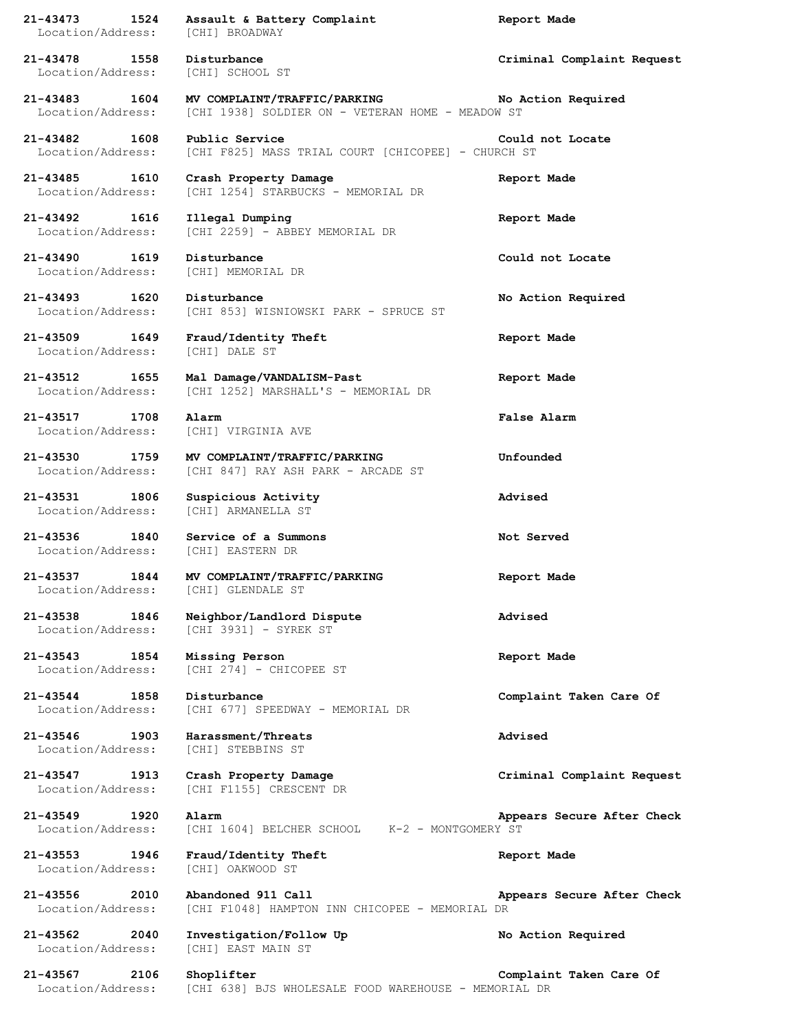**21-43473 1524 Assault & Battery Complaint Report Made**
Location/Address: [CHI] BROADWAY

**21-43478 1558 Disturbance Criminal Complaint Request**
Location/Address: [CHI] SCHOOL ST

**21-43483 1604 MV COMPLAINT/TRAFFIC/PARKING No Action Required**
Location/Address: [CHI 1938] SOLDIER ON - VETERAN HOME - MEADOW ST

**21-43482 1608 Public Service Could not Locate**
Location/Address: [CHI F825] MASS TRIAL COURT [CHICOPEE] - CHURCH ST

**21-43485 1610 Crash Property Damage Report Made**
Location/Address: [CHI 1254] STARBUCKS - MEMORIAL DR

**21-43492 1616 Illegal Dumping Report Made**
Location/Address: [CHI 2259] - ABBEY MEMORIAL DR

**21-43490 1619 Disturbance Could not Locate**
Location/Address: [CHI] MEMORIAL DR

**21-43493 1620 Disturbance No Action Required**
Location/Address: [CHI 853] WISNIOWSKI PARK - SPRUCE ST

**21-43509 1649 Fraud/Identity Theft Report Made**
Location/Address: [CHI] DALE ST

**21-43512 1655 Mal Damage/VANDALISM-Past Report Made**
Location/Address: [CHI 1252] MARSHALL'S - MEMORIAL DR

**21-43517 1708 Alarm False Alarm**
Location/Address: [CHI] VIRGINIA AVE

**21-43530 1759 MV COMPLAINT/TRAFFIC/PARKING Unfounded**
Location/Address: [CHI 847] RAY ASH PARK - ARCADE ST

**21-43531 1806 Suspicious Activity Advised**
Location/Address: [CHI] ARMANELLA ST

**21-43536 1840 Service of a Summons Not Served**
Location/Address: [CHI] EASTERN DR

**21-43537 1844 MV COMPLAINT/TRAFFIC/PARKING Report Made**
Location/Address: [CHI] GLENDALE ST

**21-43538 1846 Neighbor/Landlord Dispute Advised**
Location/Address: [CHI 3931] - SYREK ST

**21-43543 1854 Missing Person Report Made**
Location/Address: [CHI 274] - CHICOPEE ST

**21-43544 1858 Disturbance Complaint Taken Care Of**
Location/Address: [CHI 677] SPEEDWAY - MEMORIAL DR

**21-43546 1903 Harassment/Threats Advised**
Location/Address: [CHI] STEBBINS ST

**21-43547 1913 Crash Property Damage Criminal Complaint Request**
Location/Address: [CHI F1155] CRESCENT DR

**21-43549 1920 Alarm Appears Secure After Check**
Location/Address: [CHI 1604] BELCHER SCHOOL K-2 - MONTGOMERY ST

**21-43553 1946 Fraud/Identity Theft Report Made**
Location/Address: [CHI] OAKWOOD ST

**21-43556 2010 Abandoned 911 Call Appears Secure After Check**
Location/Address: [CHI F1048] HAMPTON INN CHICOPEE - MEMORIAL DR

**21-43562 2040 Investigation/Follow Up No Action Required**
Location/Address: [CHI] EAST MAIN ST

**21-43567 2106 Shoplifter Complaint Taken Care Of**
Location/Address: [CHI 638] BJS WHOLESALE FOOD WAREHOUSE - MEMORIAL DR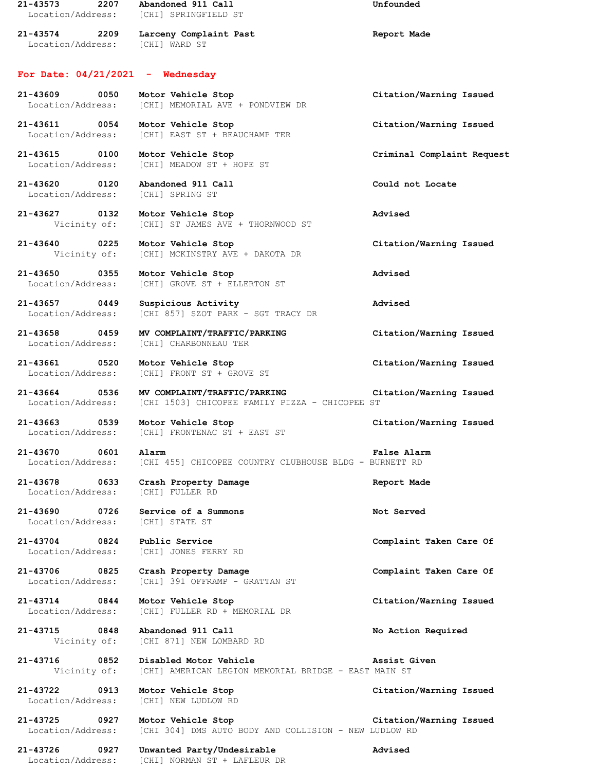21-43573 2207 **Abandoned 911 Call** **Unfounded**
Location/Address: [CHI] SPRINGFIELD ST

21-43574 2209 **Larceny Complaint Past** **Report Made**
Location/Address: [CHI] WARD ST

## For Date: 04/21/2021 - Wednesday

21-43609 0050 **Motor Vehicle Stop** **Citation/Warning Issued**
Location/Address: [CHI] MEMORIAL AVE + PONDVIEW DR

21-43611 0054 **Motor Vehicle Stop** **Citation/Warning Issued**
Location/Address: [CHI] EAST ST + BEAUCHAMP TER

21-43615 0100 **Motor Vehicle Stop** **Criminal Complaint Request**
Location/Address: [CHI] MEADOW ST + HOPE ST

21-43620 0120 **Abandoned 911 Call** **Could not Locate**
Location/Address: [CHI] SPRING ST

21-43627 0132 **Motor Vehicle Stop** **Advised**
Vicinity of: [CHI] ST JAMES AVE + THORNWOOD ST

21-43640 0225 **Motor Vehicle Stop** **Citation/Warning Issued**
Vicinity of: [CHI] MCKINSTRY AVE + DAKOTA DR

21-43650 0355 **Motor Vehicle Stop** **Advised**
Location/Address: [CHI] GROVE ST + ELLERTON ST

21-43657 0449 **Suspicious Activity** **Advised**
Location/Address: [CHI 857] SZOT PARK - SGT TRACY DR

21-43658 0459 **MV COMPLAINT/TRAFFIC/PARKING** **Citation/Warning Issued**
Location/Address: [CHI] CHARBONNEAU TER

21-43661 0520 **Motor Vehicle Stop** **Citation/Warning Issued**
Location/Address: [CHI] FRONT ST + GROVE ST

21-43664 0536 **MV COMPLAINT/TRAFFIC/PARKING** **Citation/Warning Issued**
Location/Address: [CHI 1503] CHICOPEE FAMILY PIZZA - CHICOPEE ST

21-43663 0539 **Motor Vehicle Stop** **Citation/Warning Issued**
Location/Address: [CHI] FRONTENAC ST + EAST ST

21-43670 0601 **Alarm** **False Alarm**
Location/Address: [CHI 455] CHICOPEE COUNTRY CLUBHOUSE BLDG - BURNETT RD

21-43678 0633 **Crash Property Damage** **Report Made**
Location/Address: [CHI] FULLER RD

21-43690 0726 **Service of a Summons** **Not Served**
Location/Address: [CHI] STATE ST

21-43704 0824 **Public Service** **Complaint Taken Care Of**
Location/Address: [CHI] JONES FERRY RD

21-43706 0825 **Crash Property Damage** **Complaint Taken Care Of**
Location/Address: [CHI] 391 OFFRAMP - GRATTAN ST

21-43714 0844 **Motor Vehicle Stop** **Citation/Warning Issued**
Location/Address: [CHI] FULLER RD + MEMORIAL DR

21-43715 0848 **Abandoned 911 Call** **No Action Required**
Vicinity of: [CHI 871] NEW LOMBARD RD

21-43716 0852 **Disabled Motor Vehicle** **Assist Given**
Vicinity of: [CHI] AMERICAN LEGION MEMORIAL BRIDGE - EAST MAIN ST

21-43722 0913 **Motor Vehicle Stop** **Citation/Warning Issued**
Location/Address: [CHI] NEW LUDLOW RD

21-43725 0927 **Motor Vehicle Stop** **Citation/Warning Issued**
Location/Address: [CHI 304] DMS AUTO BODY AND COLLISION - NEW LUDLOW RD

21-43726 0927 **Unwanted Party/Undesirable** **Advised**
Location/Address: [CHI] NORMAN ST + LAFLEUR DR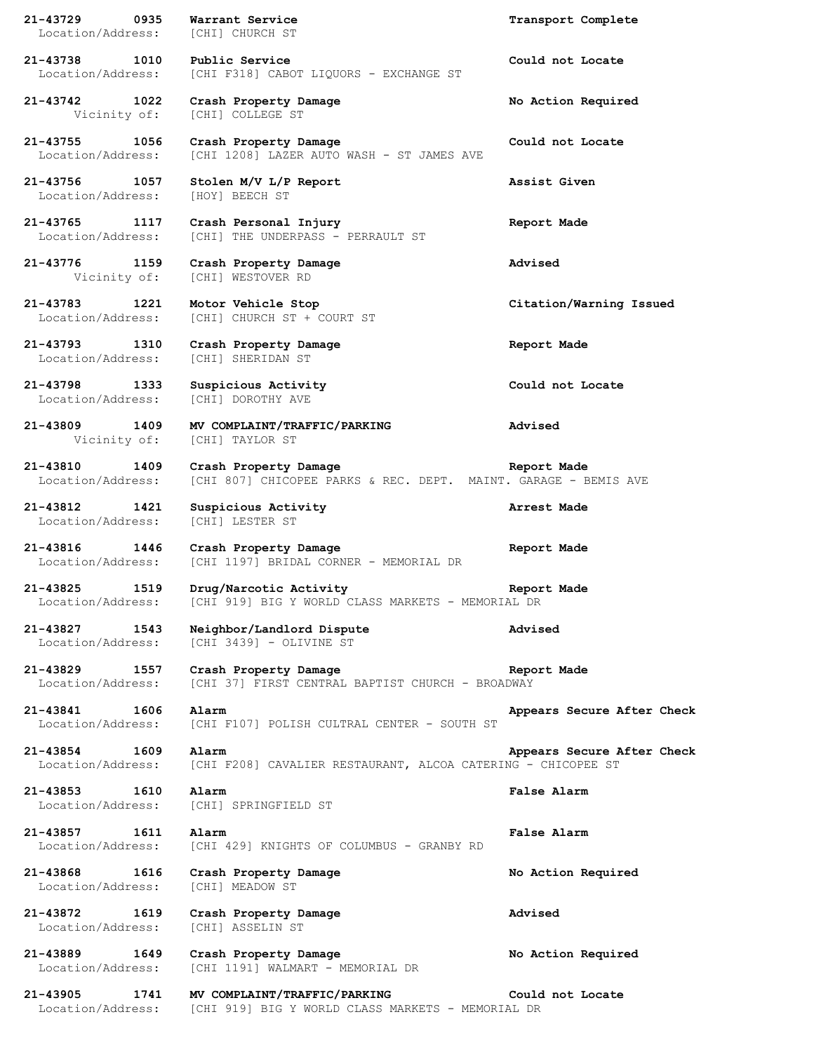**21-43729 0935 Warrant Service Transport Complete**
Location/Address: [CHI] CHURCH ST

**21-43738 1010 Public Service Could not Locate**
Location/Address: [CHI F318] CABOT LIQUORS - EXCHANGE ST

**21-43742 1022 Crash Property Damage No Action Required**
Vicinity of: [CHI] COLLEGE ST

**21-43755 1056 Crash Property Damage Could not Locate**
Location/Address: [CHI 1208] LAZER AUTO WASH - ST JAMES AVE

**21-43756 1057 Stolen M/V L/P Report Assist Given**
Location/Address: [HOY] BEECH ST

**21-43765 1117 Crash Personal Injury Report Made**
Location/Address: [CHI] THE UNDERPASS - PERRAULT ST

**21-43776 1159 Crash Property Damage Advised**
Vicinity of: [CHI] WESTOVER RD

**21-43783 1221 Motor Vehicle Stop Citation/Warning Issued**
Location/Address: [CHI] CHURCH ST + COURT ST

**21-43793 1310 Crash Property Damage Report Made**
Location/Address: [CHI] SHERIDAN ST

**21-43798 1333 Suspicious Activity Could not Locate**
Location/Address: [CHI] DOROTHY AVE

**21-43809 1409 MV COMPLAINT/TRAFFIC/PARKING Advised**
Vicinity of: [CHI] TAYLOR ST

**21-43810 1409 Crash Property Damage Report Made**
Location/Address: [CHI 807] CHICOPEE PARKS & REC. DEPT. MAINT. GARAGE - BEMIS AVE

**21-43812 1421 Suspicious Activity Arrest Made**
Location/Address: [CHI] LESTER ST

**21-43816 1446 Crash Property Damage Report Made**
Location/Address: [CHI 1197] BRIDAL CORNER - MEMORIAL DR

**21-43825 1519 Drug/Narcotic Activity Report Made**
Location/Address: [CHI 919] BIG Y WORLD CLASS MARKETS - MEMORIAL DR

**21-43827 1543 Neighbor/Landlord Dispute Advised**
Location/Address: [CHI 3439] - OLIVINE ST

**21-43829 1557 Crash Property Damage Report Made**
Location/Address: [CHI 37] FIRST CENTRAL BAPTIST CHURCH - BROADWAY

**21-43841 1606 Alarm Appears Secure After Check**
Location/Address: [CHI F107] POLISH CULTRAL CENTER - SOUTH ST

**21-43854 1609 Alarm Appears Secure After Check**
Location/Address: [CHI F208] CAVALIER RESTAURANT, ALCOA CATERING - CHICOPEE ST

**21-43853 1610 Alarm False Alarm**
Location/Address: [CHI] SPRINGFIELD ST

**21-43857 1611 Alarm False Alarm**
Location/Address: [CHI 429] KNIGHTS OF COLUMBUS - GRANBY RD

**21-43868 1616 Crash Property Damage No Action Required**
Location/Address: [CHI] MEADOW ST

**21-43872 1619 Crash Property Damage Advised**
Location/Address: [CHI] ASSELIN ST

**21-43889 1649 Crash Property Damage No Action Required**
Location/Address: [CHI 1191] WALMART - MEMORIAL DR

**21-43905 1741 MV COMPLAINT/TRAFFIC/PARKING Could not Locate**
Location/Address: [CHI 919] BIG Y WORLD CLASS MARKETS - MEMORIAL DR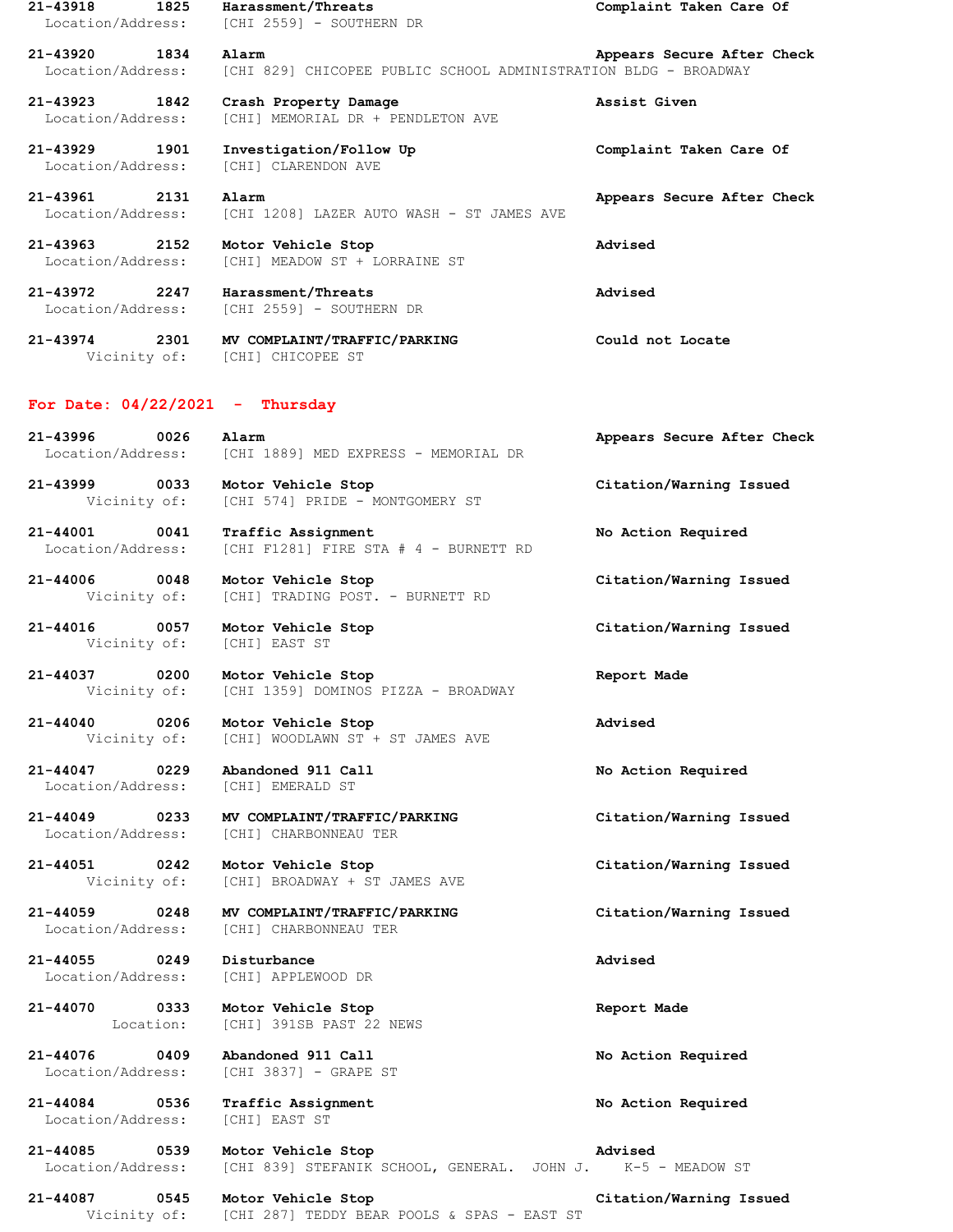**21-43918 1825 Harassment/Threats** **Complaint Taken Care Of**
Location/Address: [CHI 2559] - SOUTHERN DR

**21-43920 1834 Alarm** **Appears Secure After Check**
Location/Address: [CHI 829] CHICOPEE PUBLIC SCHOOL ADMINISTRATION BLDG - BROADWAY

**21-43923 1842 Crash Property Damage** **Assist Given**
Location/Address: [CHI] MEMORIAL DR + PENDLETON AVE

**21-43929 1901 Investigation/Follow Up** **Complaint Taken Care Of**
Location/Address: [CHI] CLARENDON AVE

**21-43961 2131 Alarm** **Appears Secure After Check**
Location/Address: [CHI 1208] LAZER AUTO WASH - ST JAMES AVE

**21-43963 2152 Motor Vehicle Stop** **Advised**
Location/Address: [CHI] MEADOW ST + LORRAINE ST

**21-43972 2247 Harassment/Threats** **Advised**
Location/Address: [CHI 2559] - SOUTHERN DR

**21-43974 2301 MV COMPLAINT/TRAFFIC/PARKING** **Could not Locate**
Vicinity of: [CHI] CHICOPEE ST

## For Date: 04/22/2021 - Thursday

**21-43996 0026 Alarm** **Appears Secure After Check**
Location/Address: [CHI 1889] MED EXPRESS - MEMORIAL DR

**21-43999 0033 Motor Vehicle Stop** **Citation/Warning Issued**
Vicinity of: [CHI 574] PRIDE - MONTGOMERY ST

**21-44001 0041 Traffic Assignment** **No Action Required**
Location/Address: [CHI F1281] FIRE STA # 4 - BURNETT RD

**21-44006 0048 Motor Vehicle Stop** **Citation/Warning Issued**
Vicinity of: [CHI] TRADING POST. - BURNETT RD

**21-44016 0057 Motor Vehicle Stop** **Citation/Warning Issued**
Vicinity of: [CHI] EAST ST

**21-44037 0200 Motor Vehicle Stop** **Report Made**
Vicinity of: [CHI 1359] DOMINOS PIZZA - BROADWAY

**21-44040 0206 Motor Vehicle Stop** **Advised**
Vicinity of: [CHI] WOODLAWN ST + ST JAMES AVE

**21-44047 0229 Abandoned 911 Call** **No Action Required**
Location/Address: [CHI] EMERALD ST

**21-44049 0233 MV COMPLAINT/TRAFFIC/PARKING** **Citation/Warning Issued**
Location/Address: [CHI] CHARBONNEAU TER

**21-44051 0242 Motor Vehicle Stop** **Citation/Warning Issued**
Vicinity of: [CHI] BROADWAY + ST JAMES AVE

**21-44059 0248 MV COMPLAINT/TRAFFIC/PARKING** **Citation/Warning Issued**
Location/Address: [CHI] CHARBONNEAU TER

**21-44055 0249 Disturbance** **Advised**
Location/Address: [CHI] APPLEWOOD DR

**21-44070 0333 Motor Vehicle Stop** **Report Made**
Location: [CHI] 391SB PAST 22 NEWS

**21-44076 0409 Abandoned 911 Call** **No Action Required**
Location/Address: [CHI 3837] - GRAPE ST

**21-44084 0536 Traffic Assignment** **No Action Required**
Location/Address: [CHI] EAST ST

**21-44085 0539 Motor Vehicle Stop** **Advised**
Location/Address: [CHI 839] STEFANIK SCHOOL, GENERAL. JOHN J. K-5 - MEADOW ST

**21-44087 0545 Motor Vehicle Stop** **Citation/Warning Issued**
Vicinity of: [CHI 287] TEDDY BEAR POOLS & SPAS - EAST ST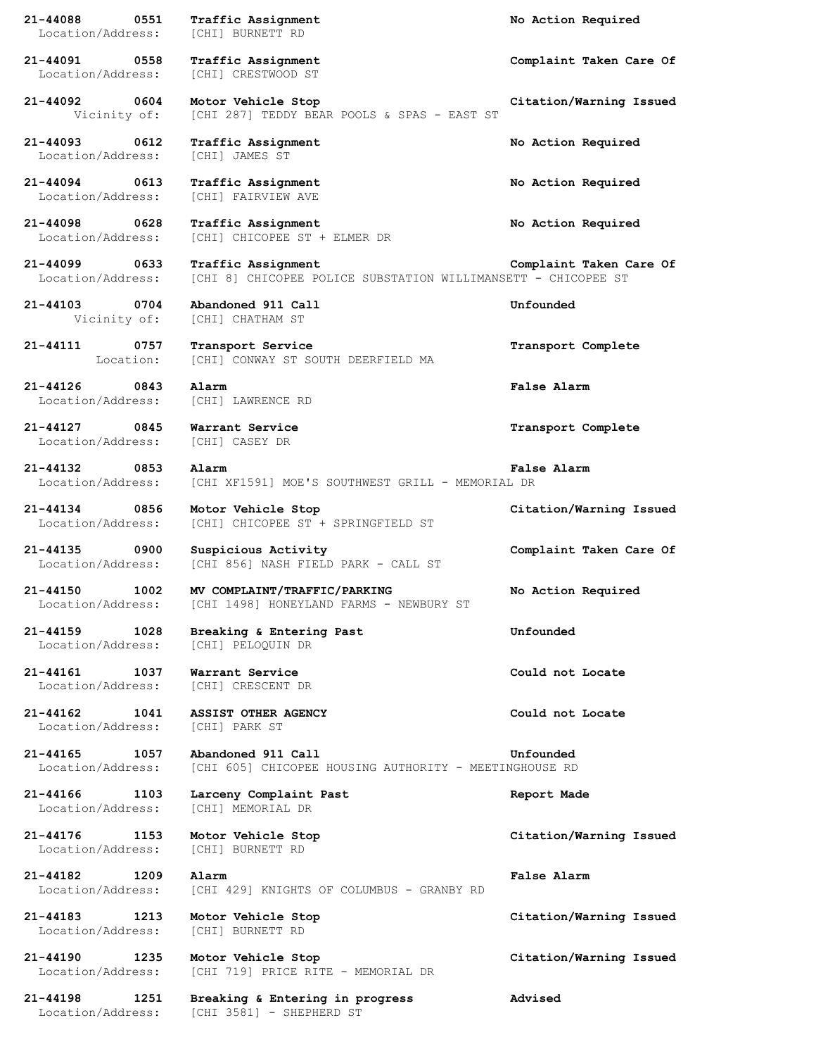**21-44088 0551 Traffic Assignment** **No Action Required**
Location/Address: [CHI] BURNETT RD

**21-44091 0558 Traffic Assignment** **Complaint Taken Care Of**
Location/Address: [CHI] CRESTWOOD ST

**21-44092 0604 Motor Vehicle Stop** **Citation/Warning Issued**
Vicinity of: [CHI 287] TEDDY BEAR POOLS & SPAS - EAST ST

**21-44093 0612 Traffic Assignment** **No Action Required**
Location/Address: [CHI] JAMES ST

**21-44094 0613 Traffic Assignment** **No Action Required**
Location/Address: [CHI] FAIRVIEW AVE

**21-44098 0628 Traffic Assignment** **No Action Required**
Location/Address: [CHI] CHICOPEE ST + ELMER DR

**21-44099 0633 Traffic Assignment** **Complaint Taken Care Of**
Location/Address: [CHI 8] CHICOPEE POLICE SUBSTATION WILLIMANSETT - CHICOPEE ST

**21-44103 0704 Abandoned 911 Call** **Unfounded**
Vicinity of: [CHI] CHATHAM ST

**21-44111 0757 Transport Service** **Transport Complete**
Location: [CHI] CONWAY ST SOUTH DEERFIELD MA

**21-44126 0843 Alarm** **False Alarm**
Location/Address: [CHI] LAWRENCE RD

**21-44127 0845 Warrant Service** **Transport Complete**
Location/Address: [CHI] CASEY DR

**21-44132 0853 Alarm** **False Alarm**
Location/Address: [CHI XF1591] MOE'S SOUTHWEST GRILL - MEMORIAL DR

**21-44134 0856 Motor Vehicle Stop** **Citation/Warning Issued**
Location/Address: [CHI] CHICOPEE ST + SPRINGFIELD ST

**21-44135 0900 Suspicious Activity** **Complaint Taken Care Of**
Location/Address: [CHI 856] NASH FIELD PARK - CALL ST

**21-44150 1002 MV COMPLAINT/TRAFFIC/PARKING** **No Action Required**
Location/Address: [CHI 1498] HONEYLAND FARMS - NEWBURY ST

**21-44159 1028 Breaking & Entering Past** **Unfounded**
Location/Address: [CHI] PELOQUIN DR

**21-44161 1037 Warrant Service** **Could not Locate**
Location/Address: [CHI] CRESCENT DR

**21-44162 1041 ASSIST OTHER AGENCY** **Could not Locate**
Location/Address: [CHI] PARK ST

**21-44165 1057 Abandoned 911 Call** **Unfounded**
Location/Address: [CHI 605] CHICOPEE HOUSING AUTHORITY - MEETINGHOUSE RD

**21-44166 1103 Larceny Complaint Past** **Report Made**
Location/Address: [CHI] MEMORIAL DR

**21-44176 1153 Motor Vehicle Stop** **Citation/Warning Issued**
Location/Address: [CHI] BURNETT RD

**21-44182 1209 Alarm** **False Alarm**
Location/Address: [CHI 429] KNIGHTS OF COLUMBUS - GRANBY RD

**21-44183 1213 Motor Vehicle Stop** **Citation/Warning Issued**
Location/Address: [CHI] BURNETT RD

**21-44190 1235 Motor Vehicle Stop** **Citation/Warning Issued**
Location/Address: [CHI 719] PRICE RITE - MEMORIAL DR

**21-44198 1251 Breaking & Entering in progress** **Advised**
Location/Address: [CHI 3581] - SHEPHERD ST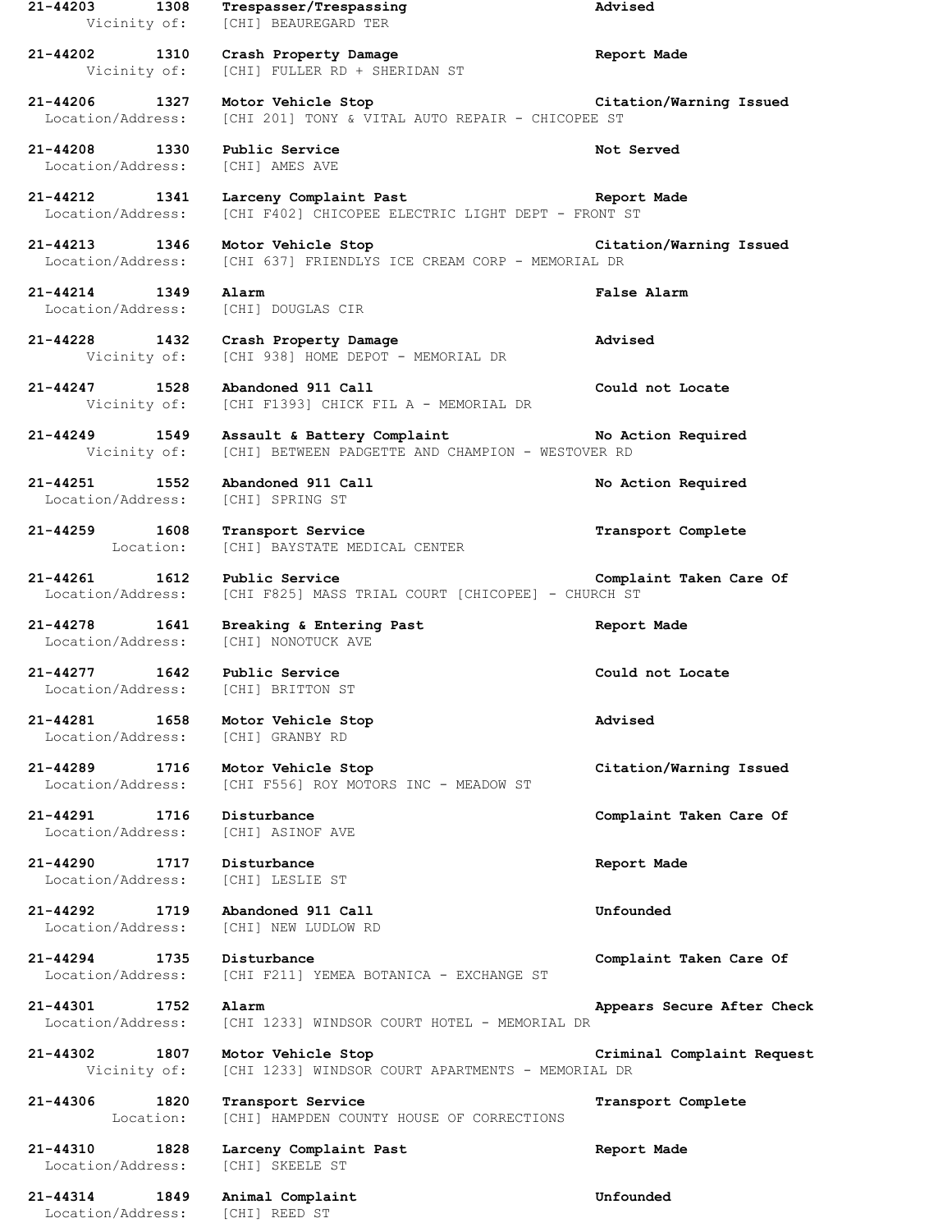**21-44203 1308 Trespasser/Trespassing Advised**
Vicinity of: [CHI] BEAUREGARD TER

**21-44202 1310 Crash Property Damage Report Made**
Vicinity of: [CHI] FULLER RD + SHERIDAN ST

**21-44206 1327 Motor Vehicle Stop Citation/Warning Issued**
Location/Address: [CHI 201] TONY & VITAL AUTO REPAIR - CHICOPEE ST

**21-44208 1330 Public Service Not Served**
Location/Address: [CHI] AMES AVE

**21-44212 1341 Larceny Complaint Past Report Made**
Location/Address: [CHI F402] CHICOPEE ELECTRIC LIGHT DEPT - FRONT ST

**21-44213 1346 Motor Vehicle Stop Citation/Warning Issued**
Location/Address: [CHI 637] FRIENDLYS ICE CREAM CORP - MEMORIAL DR

**21-44214 1349 Alarm False Alarm**
Location/Address: [CHI] DOUGLAS CIR

**21-44228 1432 Crash Property Damage Advised**
Vicinity of: [CHI 938] HOME DEPOT - MEMORIAL DR

**21-44247 1528 Abandoned 911 Call Could not Locate**
Vicinity of: [CHI F1393] CHICK FIL A - MEMORIAL DR

**21-44249 1549 Assault & Battery Complaint No Action Required**
Vicinity of: [CHI] BETWEEN PADGETTE AND CHAMPION - WESTOVER RD

**21-44251 1552 Abandoned 911 Call No Action Required**
Location/Address: [CHI] SPRING ST

**21-44259 1608 Transport Service Transport Complete**
Location: [CHI] BAYSTATE MEDICAL CENTER

**21-44261 1612 Public Service Complaint Taken Care Of**
Location/Address: [CHI F825] MASS TRIAL COURT [CHICOPEE] - CHURCH ST

**21-44278 1641 Breaking & Entering Past Report Made**
Location/Address: [CHI] NONOTUCK AVE

**21-44277 1642 Public Service Could not Locate**
Location/Address: [CHI] BRITTON ST

**21-44281 1658 Motor Vehicle Stop Advised**
Location/Address: [CHI] GRANBY RD

**21-44289 1716 Motor Vehicle Stop Citation/Warning Issued**
Location/Address: [CHI F556] ROY MOTORS INC - MEADOW ST

**21-44291 1716 Disturbance Complaint Taken Care Of**
Location/Address: [CHI] ASINOF AVE

**21-44290 1717 Disturbance Report Made**
Location/Address: [CHI] LESLIE ST

**21-44292 1719 Abandoned 911 Call Unfounded**
Location/Address: [CHI] NEW LUDLOW RD

**21-44294 1735 Disturbance Complaint Taken Care Of**
Location/Address: [CHI F211] YEMEA BOTANICA - EXCHANGE ST

**21-44301 1752 Alarm Appears Secure After Check**
Location/Address: [CHI 1233] WINDSOR COURT HOTEL - MEMORIAL DR

**21-44302 1807 Motor Vehicle Stop Criminal Complaint Request**
Vicinity of: [CHI 1233] WINDSOR COURT APARTMENTS - MEMORIAL DR

**21-44306 1820 Transport Service Transport Complete**
Location: [CHI] HAMPDEN COUNTY HOUSE OF CORRECTIONS

**21-44310 1828 Larceny Complaint Past Report Made**
Location/Address: [CHI] SKEELE ST

**21-44314 1849 Animal Complaint Unfounded**
Location/Address: [CHI] REED ST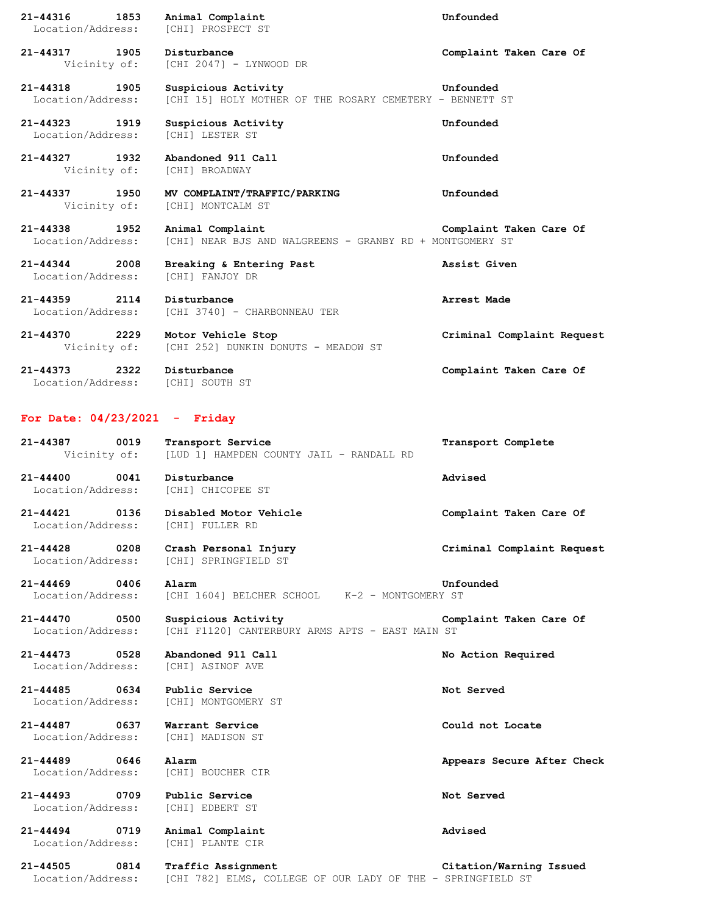**21-44316 1853 Animal Complaint** **Unfounded**
Location/Address: [CHI] PROSPECT ST

**21-44317 1905 Disturbance** **Complaint Taken Care Of**
Vicinity of: [CHI 2047] - LYNWOOD DR

**21-44318 1905 Suspicious Activity** **Unfounded**
Location/Address: [CHI 15] HOLY MOTHER OF THE ROSARY CEMETERY - BENNETT ST

**21-44323 1919 Suspicious Activity** **Unfounded**
Location/Address: [CHI] LESTER ST

**21-44327 1932 Abandoned 911 Call** **Unfounded**
Vicinity of: [CHI] BROADWAY

**21-44337 1950 MV COMPLAINT/TRAFFIC/PARKING** **Unfounded**
Vicinity of: [CHI] MONTCALM ST

**21-44338 1952 Animal Complaint** **Complaint Taken Care Of**
Location/Address: [CHI] NEAR BJS AND WALGREENS - GRANBY RD + MONTGOMERY ST

**21-44344 2008 Breaking & Entering Past** **Assist Given**
Location/Address: [CHI] FANJOY DR

**21-44359 2114 Disturbance** **Arrest Made**
Location/Address: [CHI 3740] - CHARBONNEAU TER

**21-44370 2229 Motor Vehicle Stop** **Criminal Complaint Request**
Vicinity of: [CHI 252] DUNKIN DONUTS - MEADOW ST

**21-44373 2322 Disturbance** **Complaint Taken Care Of**
Location/Address: [CHI] SOUTH ST

## For Date: 04/23/2021 - Friday

**21-44387 0019 Transport Service** **Transport Complete**
Vicinity of: [LUD 1] HAMPDEN COUNTY JAIL - RANDALL RD

**21-44400 0041 Disturbance** **Advised**
Location/Address: [CHI] CHICOPEE ST

**21-44421 0136 Disabled Motor Vehicle** **Complaint Taken Care Of**
Location/Address: [CHI] FULLER RD

**21-44428 0208 Crash Personal Injury** **Criminal Complaint Request**
Location/Address: [CHI] SPRINGFIELD ST

**21-44469 0406 Alarm** **Unfounded**
Location/Address: [CHI 1604] BELCHER SCHOOL K-2 - MONTGOMERY ST

**21-44470 0500 Suspicious Activity** **Complaint Taken Care Of**
Location/Address: [CHI F1120] CANTERBURY ARMS APTS - EAST MAIN ST

**21-44473 0528 Abandoned 911 Call** **No Action Required**
Location/Address: [CHI] ASINOF AVE

**21-44485 0634 Public Service** **Not Served**
Location/Address: [CHI] MONTGOMERY ST

**21-44487 0637 Warrant Service** **Could not Locate**
Location/Address: [CHI] MADISON ST

**21-44489 0646 Alarm** **Appears Secure After Check**
Location/Address: [CHI] BOUCHER CIR

**21-44493 0709 Public Service** **Not Served**
Location/Address: [CHI] EDBERT ST

**21-44494 0719 Animal Complaint** **Advised**
Location/Address: [CHI] PLANTE CIR

**21-44505 0814 Traffic Assignment** **Citation/Warning Issued**
Location/Address: [CHI 782] ELMS, COLLEGE OF OUR LADY OF THE - SPRINGFIELD ST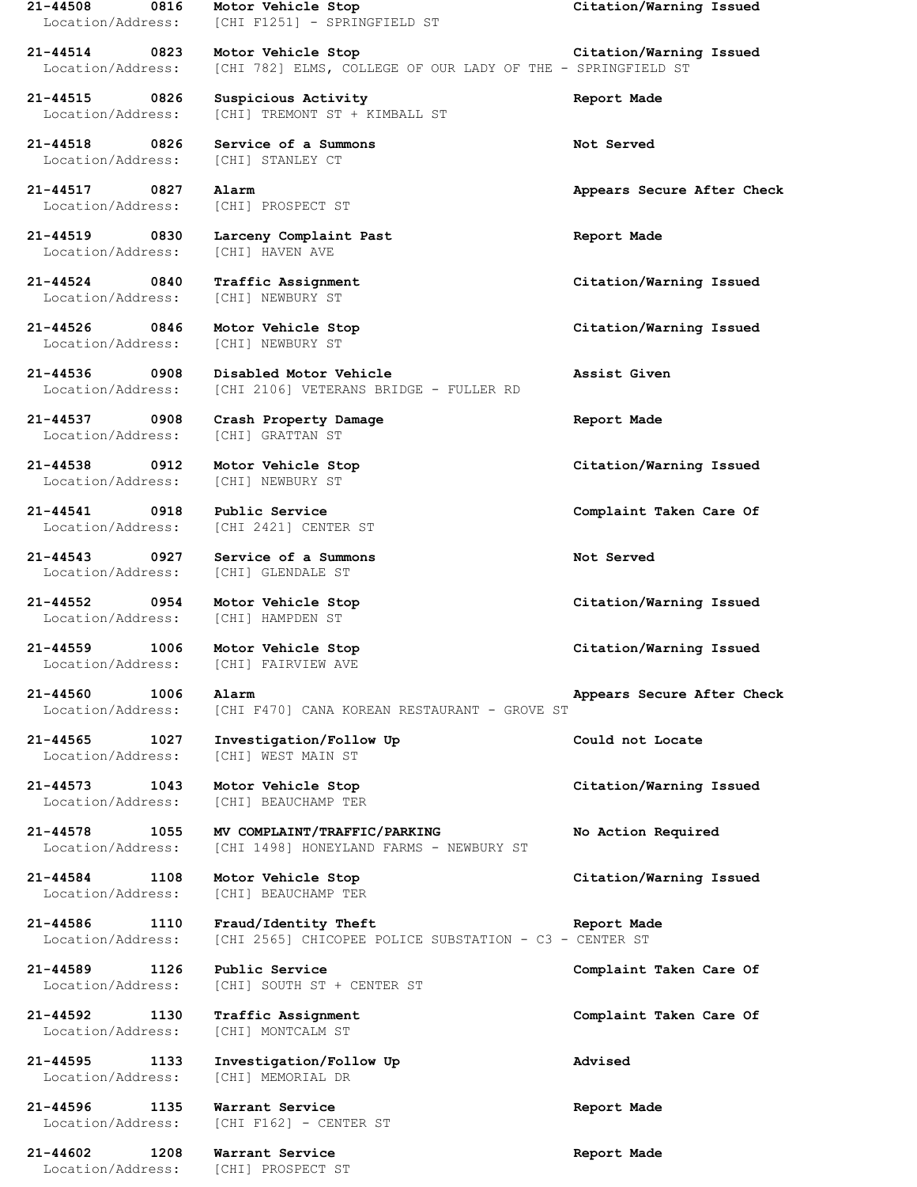**21-44508 0816 Motor Vehicle Stop Citation/Warning Issued**
Location/Address: [CHI F1251] - SPRINGFIELD ST

**21-44514 0823 Motor Vehicle Stop Citation/Warning Issued**
Location/Address: [CHI 782] ELMS, COLLEGE OF OUR LADY OF THE - SPRINGFIELD ST

**21-44515 0826 Suspicious Activity Report Made**
Location/Address: [CHI] TREMONT ST + KIMBALL ST

**21-44518 0826 Service of a Summons Not Served**
Location/Address: [CHI] STANLEY CT

**21-44517 0827 Alarm Appears Secure After Check**
Location/Address: [CHI] PROSPECT ST

**21-44519 0830 Larceny Complaint Past Report Made**
Location/Address: [CHI] HAVEN AVE

**21-44524 0840 Traffic Assignment Citation/Warning Issued**
Location/Address: [CHI] NEWBURY ST

**21-44526 0846 Motor Vehicle Stop Citation/Warning Issued**
Location/Address: [CHI] NEWBURY ST

**21-44536 0908 Disabled Motor Vehicle Assist Given**
Location/Address: [CHI 2106] VETERANS BRIDGE - FULLER RD

**21-44537 0908 Crash Property Damage Report Made**
Location/Address: [CHI] GRATTAN ST

**21-44538 0912 Motor Vehicle Stop Citation/Warning Issued**
Location/Address: [CHI] NEWBURY ST

**21-44541 0918 Public Service Complaint Taken Care Of**
Location/Address: [CHI 2421] CENTER ST

**21-44543 0927 Service of a Summons Not Served**
Location/Address: [CHI] GLENDALE ST

**21-44552 0954 Motor Vehicle Stop Citation/Warning Issued**
Location/Address: [CHI] HAMPDEN ST

**21-44559 1006 Motor Vehicle Stop Citation/Warning Issued**
Location/Address: [CHI] FAIRVIEW AVE

**21-44560 1006 Alarm Appears Secure After Check**
Location/Address: [CHI F470] CANA KOREAN RESTAURANT - GROVE ST

**21-44565 1027 Investigation/Follow Up Could not Locate**
Location/Address: [CHI] WEST MAIN ST

**21-44573 1043 Motor Vehicle Stop Citation/Warning Issued**
Location/Address: [CHI] BEAUCHAMP TER

**21-44578 1055 MV COMPLAINT/TRAFFIC/PARKING No Action Required**
Location/Address: [CHI 1498] HONEYLAND FARMS - NEWBURY ST

**21-44584 1108 Motor Vehicle Stop Citation/Warning Issued**
Location/Address: [CHI] BEAUCHAMP TER

**21-44586 1110 Fraud/Identity Theft Report Made**
Location/Address: [CHI 2565] CHICOPEE POLICE SUBSTATION - C3 - CENTER ST

**21-44589 1126 Public Service Complaint Taken Care Of**
Location/Address: [CHI] SOUTH ST + CENTER ST

**21-44592 1130 Traffic Assignment Complaint Taken Care Of**
Location/Address: [CHI] MONTCALM ST

**21-44595 1133 Investigation/Follow Up Advised**
Location/Address: [CHI] MEMORIAL DR

**21-44596 1135 Warrant Service Report Made**
Location/Address: [CHI F162] - CENTER ST

**21-44602 1208 Warrant Service Report Made**
Location/Address: [CHI] PROSPECT ST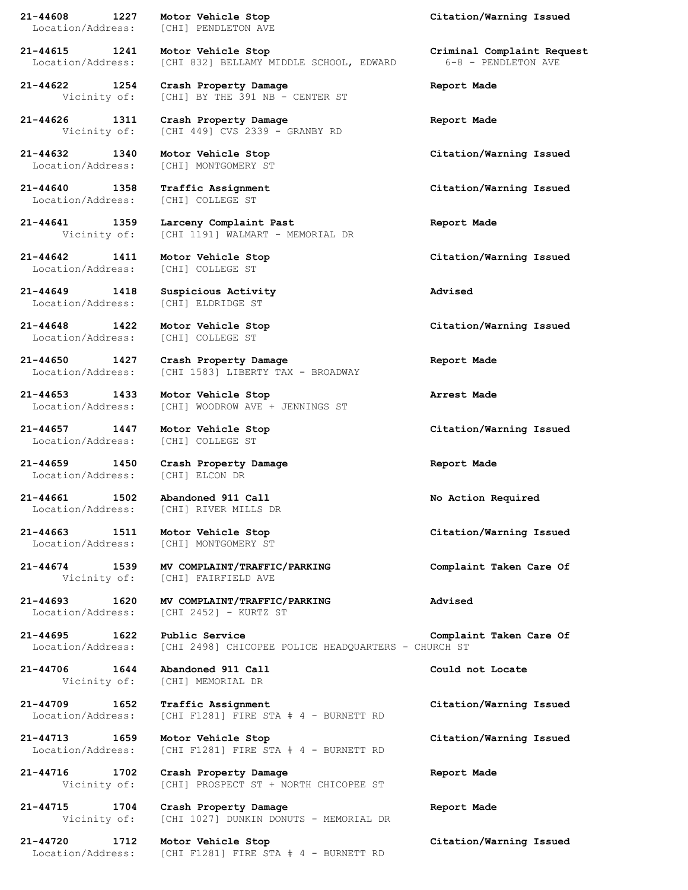**21-44608 1227 Motor Vehicle Stop** **Citation/Warning Issued**
Location/Address: [CHI] PENDLETON AVE

**21-44615 1241 Motor Vehicle Stop** **Criminal Complaint Request**
Location/Address: [CHI 832] BELLAMY MIDDLE SCHOOL, EDWARD 6-8 - PENDLETON AVE

**21-44622 1254 Crash Property Damage** **Report Made**
Vicinity of: [CHI] BY THE 391 NB - CENTER ST

**21-44626 1311 Crash Property Damage** **Report Made**
Vicinity of: [CHI 449] CVS 2339 - GRANBY RD

**21-44632 1340 Motor Vehicle Stop** **Citation/Warning Issued**
Location/Address: [CHI] MONTGOMERY ST

**21-44640 1358 Traffic Assignment** **Citation/Warning Issued**
Location/Address: [CHI] COLLEGE ST

**21-44641 1359 Larceny Complaint Past** **Report Made**
Vicinity of: [CHI 1191] WALMART - MEMORIAL DR

**21-44642 1411 Motor Vehicle Stop** **Citation/Warning Issued**
Location/Address: [CHI] COLLEGE ST

**21-44649 1418 Suspicious Activity** **Advised**
Location/Address: [CHI] ELDRIDGE ST

**21-44648 1422 Motor Vehicle Stop** **Citation/Warning Issued**
Location/Address: [CHI] COLLEGE ST

**21-44650 1427 Crash Property Damage** **Report Made**
Location/Address: [CHI 1583] LIBERTY TAX - BROADWAY

**21-44653 1433 Motor Vehicle Stop** **Arrest Made**
Location/Address: [CHI] WOODROW AVE + JENNINGS ST

**21-44657 1447 Motor Vehicle Stop** **Citation/Warning Issued**
Location/Address: [CHI] COLLEGE ST

**21-44659 1450 Crash Property Damage** **Report Made**
Location/Address: [CHI] ELCON DR

**21-44661 1502 Abandoned 911 Call** **No Action Required**
Location/Address: [CHI] RIVER MILLS DR

**21-44663 1511 Motor Vehicle Stop** **Citation/Warning Issued**
Location/Address: [CHI] MONTGOMERY ST

**21-44674 1539 MV COMPLAINT/TRAFFIC/PARKING** **Complaint Taken Care Of**
Vicinity of: [CHI] FAIRFIELD AVE

**21-44693 1620 MV COMPLAINT/TRAFFIC/PARKING** **Advised**
Location/Address: [CHI 2452] - KURTZ ST

**21-44695 1622 Public Service** **Complaint Taken Care Of**
Location/Address: [CHI 2498] CHICOPEE POLICE HEADQUARTERS - CHURCH ST

**21-44706 1644 Abandoned 911 Call** **Could not Locate**
Vicinity of: [CHI] MEMORIAL DR

**21-44709 1652 Traffic Assignment** **Citation/Warning Issued**
Location/Address: [CHI F1281] FIRE STA # 4 - BURNETT RD

**21-44713 1659 Motor Vehicle Stop** **Citation/Warning Issued**
Location/Address: [CHI F1281] FIRE STA # 4 - BURNETT RD

**21-44716 1702 Crash Property Damage** **Report Made**
Vicinity of: [CHI] PROSPECT ST + NORTH CHICOPEE ST

**21-44715 1704 Crash Property Damage** **Report Made**
Vicinity of: [CHI 1027] DUNKIN DONUTS - MEMORIAL DR

**21-44720 1712 Motor Vehicle Stop** **Citation/Warning Issued**
Location/Address: [CHI F1281] FIRE STA # 4 - BURNETT RD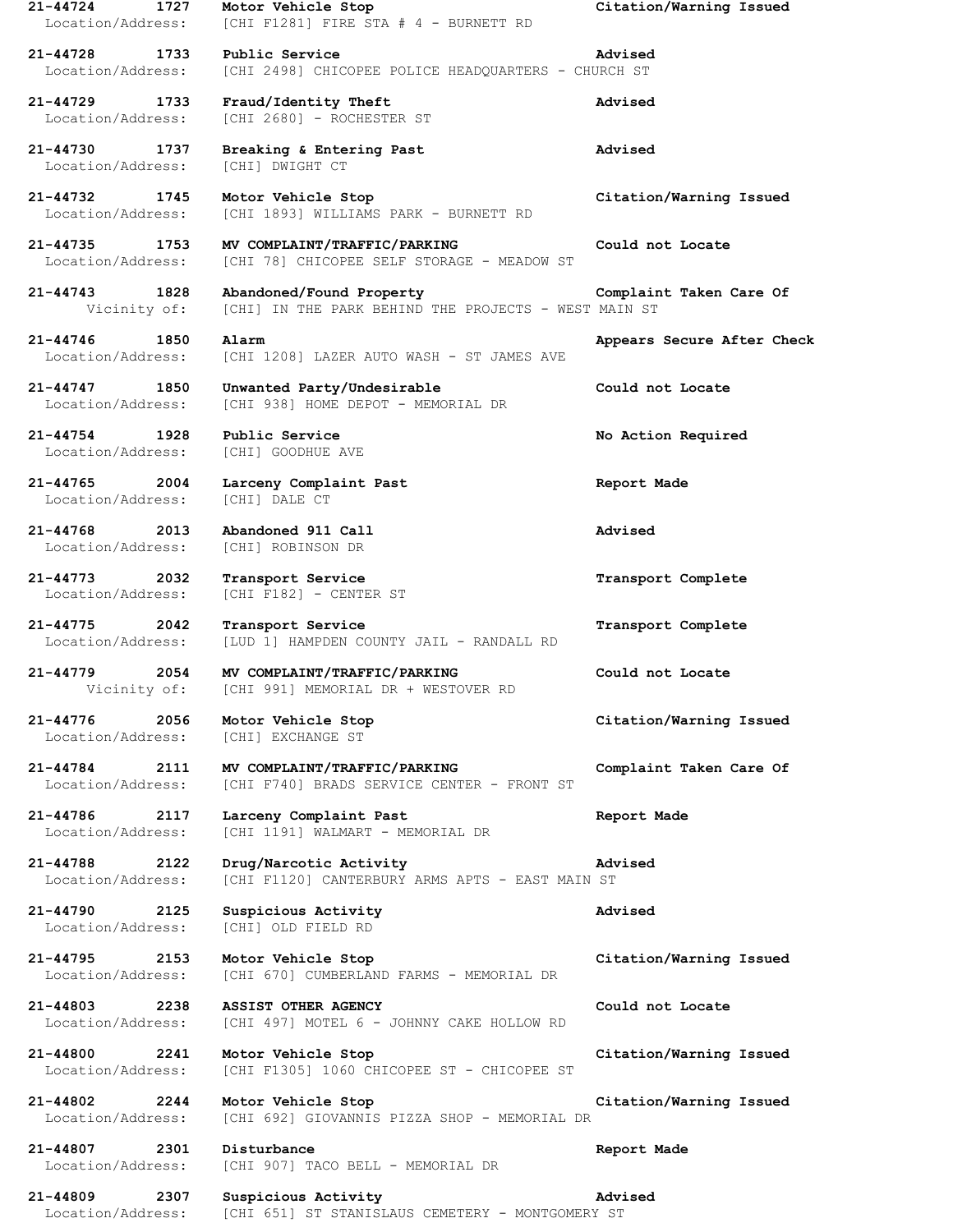**21-44724 1727 Motor Vehicle Stop Citation/Warning Issued**
Location/Address: [CHI F1281] FIRE STA # 4 - BURNETT RD

**21-44728 1733 Public Service Advised**
Location/Address: [CHI 2498] CHICOPEE POLICE HEADQUARTERS - CHURCH ST

**21-44729 1733 Fraud/Identity Theft Advised**
Location/Address: [CHI 2680] - ROCHESTER ST

**21-44730 1737 Breaking & Entering Past Advised**
Location/Address: [CHI] DWIGHT CT

**21-44732 1745 Motor Vehicle Stop Citation/Warning Issued**
Location/Address: [CHI 1893] WILLIAMS PARK - BURNETT RD

**21-44735 1753 MV COMPLAINT/TRAFFIC/PARKING Could not Locate**
Location/Address: [CHI 78] CHICOPEE SELF STORAGE - MEADOW ST

**21-44743 1828 Abandoned/Found Property Complaint Taken Care Of**
Vicinity of: [CHI] IN THE PARK BEHIND THE PROJECTS - WEST MAIN ST

**21-44746 1850 Alarm Appears Secure After Check**
Location/Address: [CHI 1208] LAZER AUTO WASH - ST JAMES AVE

**21-44747 1850 Unwanted Party/Undesirable Could not Locate**
Location/Address: [CHI 938] HOME DEPOT - MEMORIAL DR

**21-44754 1928 Public Service No Action Required**
Location/Address: [CHI] GOODHUE AVE

**21-44765 2004 Larceny Complaint Past Report Made**
Location/Address: [CHI] DALE CT

**21-44768 2013 Abandoned 911 Call Advised**
Location/Address: [CHI] ROBINSON DR

**21-44773 2032 Transport Service Transport Complete**
Location/Address: [CHI F182] - CENTER ST

**21-44775 2042 Transport Service Transport Complete**
Location/Address: [LUD 1] HAMPDEN COUNTY JAIL - RANDALL RD

**21-44779 2054 MV COMPLAINT/TRAFFIC/PARKING Could not Locate**
Vicinity of: [CHI 991] MEMORIAL DR + WESTOVER RD

**21-44776 2056 Motor Vehicle Stop Citation/Warning Issued**
Location/Address: [CHI] EXCHANGE ST

**21-44784 2111 MV COMPLAINT/TRAFFIC/PARKING Complaint Taken Care Of**
Location/Address: [CHI F740] BRADS SERVICE CENTER - FRONT ST

**21-44786 2117 Larceny Complaint Past Report Made**
Location/Address: [CHI 1191] WALMART - MEMORIAL DR

**21-44788 2122 Drug/Narcotic Activity Advised**
Location/Address: [CHI F1120] CANTERBURY ARMS APTS - EAST MAIN ST

**21-44790 2125 Suspicious Activity Advised**
Location/Address: [CHI] OLD FIELD RD

**21-44795 2153 Motor Vehicle Stop Citation/Warning Issued**
Location/Address: [CHI 670] CUMBERLAND FARMS - MEMORIAL DR

**21-44803 2238 ASSIST OTHER AGENCY Could not Locate**
Location/Address: [CHI 497] MOTEL 6 - JOHNNY CAKE HOLLOW RD

**21-44800 2241 Motor Vehicle Stop Citation/Warning Issued**
Location/Address: [CHI F1305] 1060 CHICOPEE ST - CHICOPEE ST

**21-44802 2244 Motor Vehicle Stop Citation/Warning Issued**
Location/Address: [CHI 692] GIOVANNIS PIZZA SHOP - MEMORIAL DR

**21-44807 2301 Disturbance Report Made**
Location/Address: [CHI 907] TACO BELL - MEMORIAL DR

**21-44809 2307 Suspicious Activity Advised**
Location/Address: [CHI 651] ST STANISLAUS CEMETERY - MONTGOMERY ST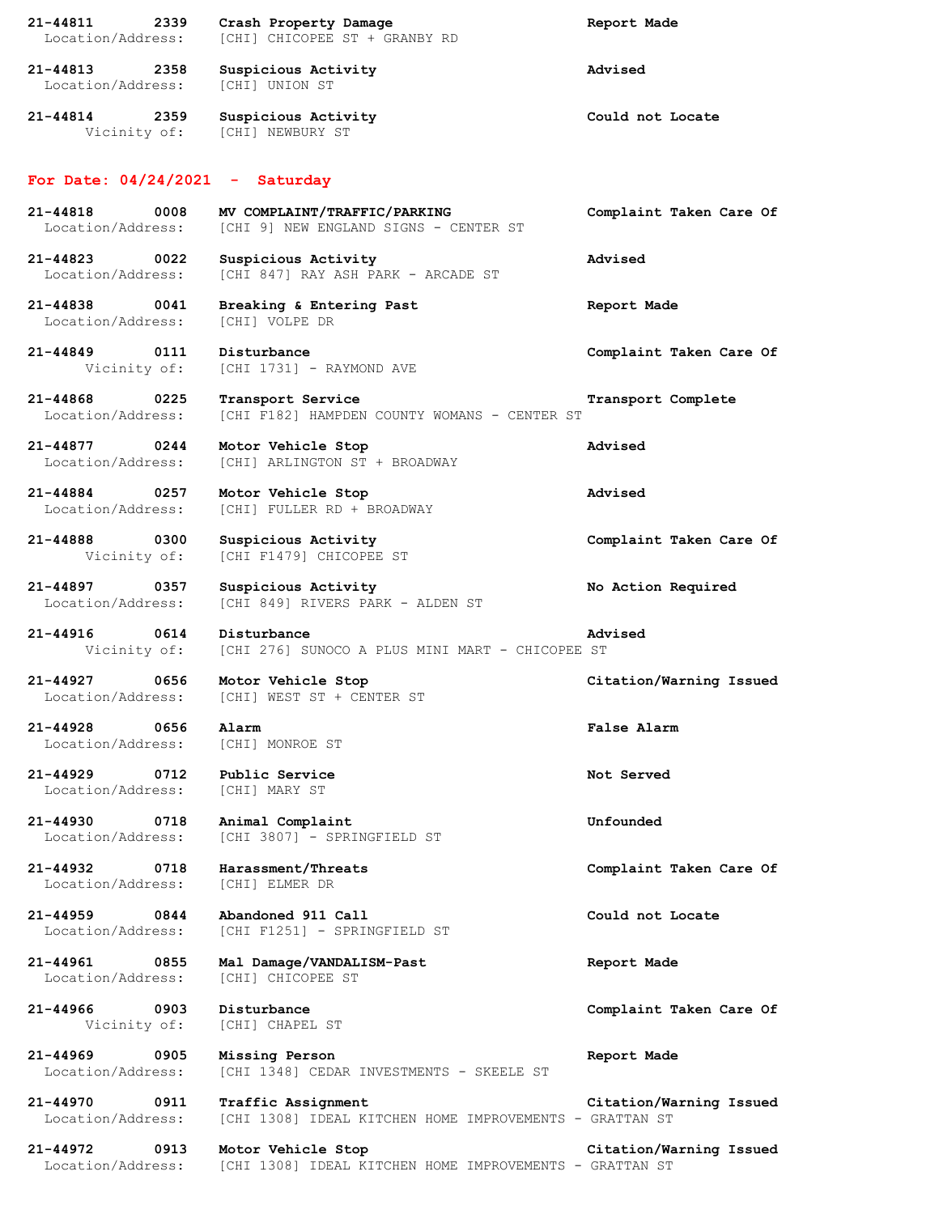**21-44811 2339 Crash Property Damage** **Report Made**
Location/Address: [CHI] CHICOPEE ST + GRANBY RD

**21-44813 2358 Suspicious Activity** **Advised**
Location/Address: [CHI] UNION ST

**21-44814 2359 Suspicious Activity** **Could not Locate**
Vicinity of: [CHI] NEWBURY ST

## For Date: 04/24/2021 - Saturday

**21-44818 0008 MV COMPLAINT/TRAFFIC/PARKING** **Complaint Taken Care Of**
Location/Address: [CHI 9] NEW ENGLAND SIGNS - CENTER ST

**21-44823 0022 Suspicious Activity** **Advised**
Location/Address: [CHI 847] RAY ASH PARK - ARCADE ST

**21-44838 0041 Breaking & Entering Past** **Report Made**
Location/Address: [CHI] VOLPE DR

**21-44849 0111 Disturbance** **Complaint Taken Care Of**
Vicinity of: [CHI 1731] - RAYMOND AVE

**21-44868 0225 Transport Service** **Transport Complete**
Location/Address: [CHI F182] HAMPDEN COUNTY WOMANS - CENTER ST

**21-44877 0244 Motor Vehicle Stop** **Advised**
Location/Address: [CHI] ARLINGTON ST + BROADWAY

**21-44884 0257 Motor Vehicle Stop** **Advised**
Location/Address: [CHI] FULLER RD + BROADWAY

**21-44888 0300 Suspicious Activity** **Complaint Taken Care Of**
Vicinity of: [CHI F1479] CHICOPEE ST

**21-44897 0357 Suspicious Activity** **No Action Required**
Location/Address: [CHI 849] RIVERS PARK - ALDEN ST

**21-44916 0614 Disturbance** **Advised**
Vicinity of: [CHI 276] SUNOCO A PLUS MINI MART - CHICOPEE ST

**21-44927 0656 Motor Vehicle Stop** **Citation/Warning Issued**
Location/Address: [CHI] WEST ST + CENTER ST

**21-44928 0656 Alarm** **False Alarm**
Location/Address: [CHI] MONROE ST

**21-44929 0712 Public Service** **Not Served**
Location/Address: [CHI] MARY ST

**21-44930 0718 Animal Complaint** **Unfounded**
Location/Address: [CHI 3807] - SPRINGFIELD ST

**21-44932 0718 Harassment/Threats** **Complaint Taken Care Of**
Location/Address: [CHI] ELMER DR

**21-44959 0844 Abandoned 911 Call** **Could not Locate**
Location/Address: [CHI F1251] - SPRINGFIELD ST

**21-44961 0855 Mal Damage/VANDALISM-Past** **Report Made**
Location/Address: [CHI] CHICOPEE ST

**21-44966 0903 Disturbance** **Complaint Taken Care Of**
Vicinity of: [CHI] CHAPEL ST

**21-44969 0905 Missing Person** **Report Made**
Location/Address: [CHI 1348] CEDAR INVESTMENTS - SKEELE ST

**21-44970 0911 Traffic Assignment** **Citation/Warning Issued**
Location/Address: [CHI 1308] IDEAL KITCHEN HOME IMPROVEMENTS - GRATTAN ST

**21-44972 0913 Motor Vehicle Stop** **Citation/Warning Issued**
Location/Address: [CHI 1308] IDEAL KITCHEN HOME IMPROVEMENTS - GRATTAN ST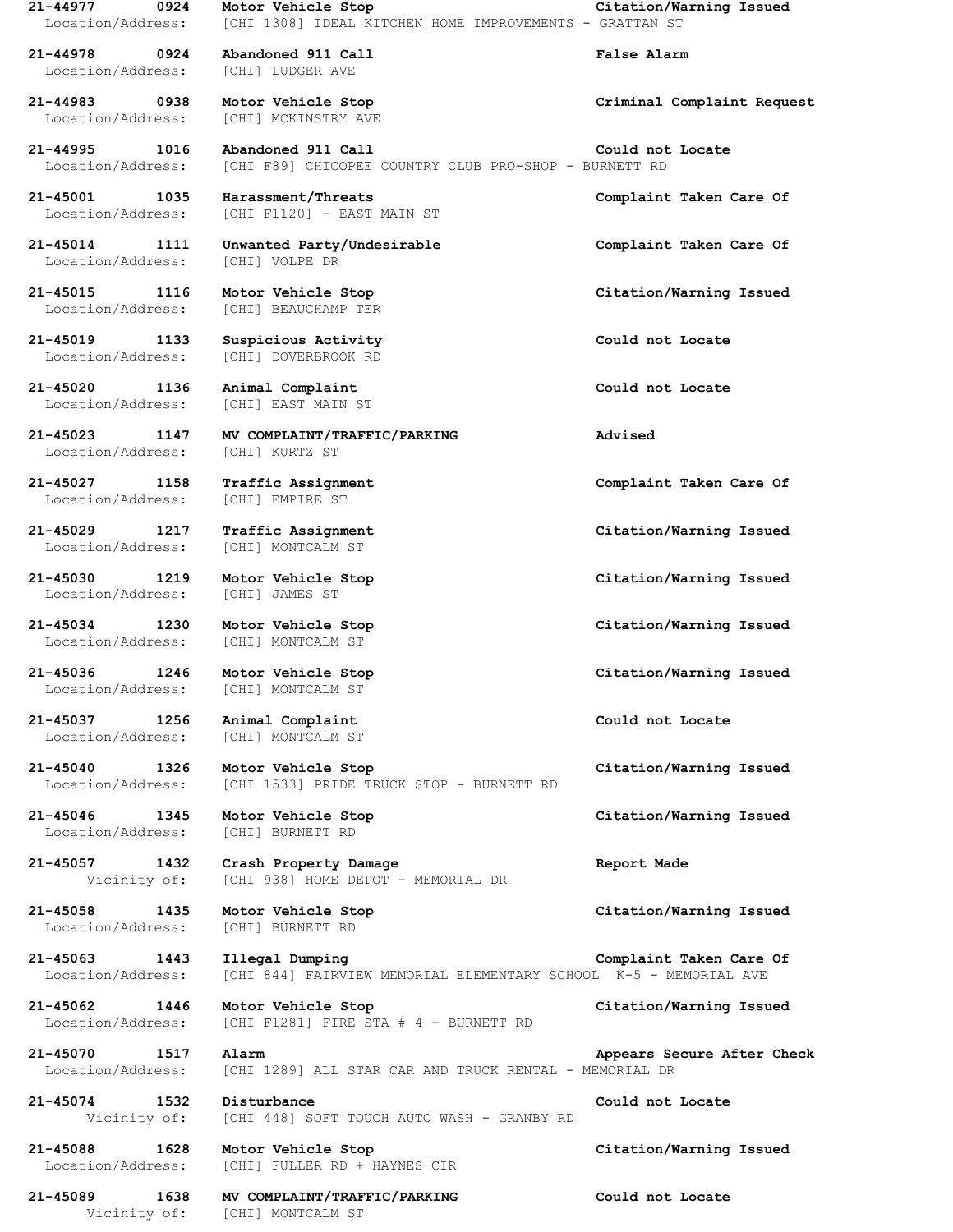**21-44977 0924 Motor Vehicle Stop Citation/Warning Issued**
Location/Address: [CHI 1308] IDEAL KITCHEN HOME IMPROVEMENTS - GRATTAN ST

**21-44978 0924 Abandoned 911 Call False Alarm**
Location/Address: [CHI] LUDGER AVE

**21-44983 0938 Motor Vehicle Stop Criminal Complaint Request**
Location/Address: [CHI] MCKINSTRY AVE

**21-44995 1016 Abandoned 911 Call Could not Locate**
Location/Address: [CHI F89] CHICOPEE COUNTRY CLUB PRO-SHOP - BURNETT RD

**21-45001 1035 Harassment/Threats Complaint Taken Care Of**
Location/Address: [CHI F1120] - EAST MAIN ST

**21-45014 1111 Unwanted Party/Undesirable Complaint Taken Care Of**
Location/Address: [CHI] VOLPE DR

**21-45015 1116 Motor Vehicle Stop Citation/Warning Issued**
Location/Address: [CHI] BEAUCHAMP TER

**21-45019 1133 Suspicious Activity Could not Locate**
Location/Address: [CHI] DOVERBROOK RD

**21-45020 1136 Animal Complaint Could not Locate**
Location/Address: [CHI] EAST MAIN ST

**21-45023 1147 MV COMPLAINT/TRAFFIC/PARKING Advised**
Location/Address: [CHI] KURTZ ST

**21-45027 1158 Traffic Assignment Complaint Taken Care Of**
Location/Address: [CHI] EMPIRE ST

**21-45029 1217 Traffic Assignment Citation/Warning Issued**
Location/Address: [CHI] MONTCALM ST

**21-45030 1219 Motor Vehicle Stop Citation/Warning Issued**
Location/Address: [CHI] JAMES ST

**21-45034 1230 Motor Vehicle Stop Citation/Warning Issued**
Location/Address: [CHI] MONTCALM ST

**21-45036 1246 Motor Vehicle Stop Citation/Warning Issued**
Location/Address: [CHI] MONTCALM ST

**21-45037 1256 Animal Complaint Could not Locate**
Location/Address: [CHI] MONTCALM ST

**21-45040 1326 Motor Vehicle Stop Citation/Warning Issued**
Location/Address: [CHI 1533] PRIDE TRUCK STOP - BURNETT RD

**21-45046 1345 Motor Vehicle Stop Citation/Warning Issued**
Location/Address: [CHI] BURNETT RD

**21-45057 1432 Crash Property Damage Report Made**
Vicinity of: [CHI 938] HOME DEPOT - MEMORIAL DR

**21-45058 1435 Motor Vehicle Stop Citation/Warning Issued**
Location/Address: [CHI] BURNETT RD

**21-45063 1443 Illegal Dumping Complaint Taken Care Of**
Location/Address: [CHI 844] FAIRVIEW MEMORIAL ELEMENTARY SCHOOL K-5 - MEMORIAL AVE

**21-45062 1446 Motor Vehicle Stop Citation/Warning Issued**
Location/Address: [CHI F1281] FIRE STA # 4 - BURNETT RD

**21-45070 1517 Alarm Appears Secure After Check**
Location/Address: [CHI 1289] ALL STAR CAR AND TRUCK RENTAL - MEMORIAL DR

**21-45074 1532 Disturbance Could not Locate**
Vicinity of: [CHI 448] SOFT TOUCH AUTO WASH - GRANBY RD

**21-45088 1628 Motor Vehicle Stop Citation/Warning Issued**
Location/Address: [CHI] FULLER RD + HAYNES CIR

**21-45089 1638 MV COMPLAINT/TRAFFIC/PARKING Could not Locate**
Vicinity of: [CHI] MONTCALM ST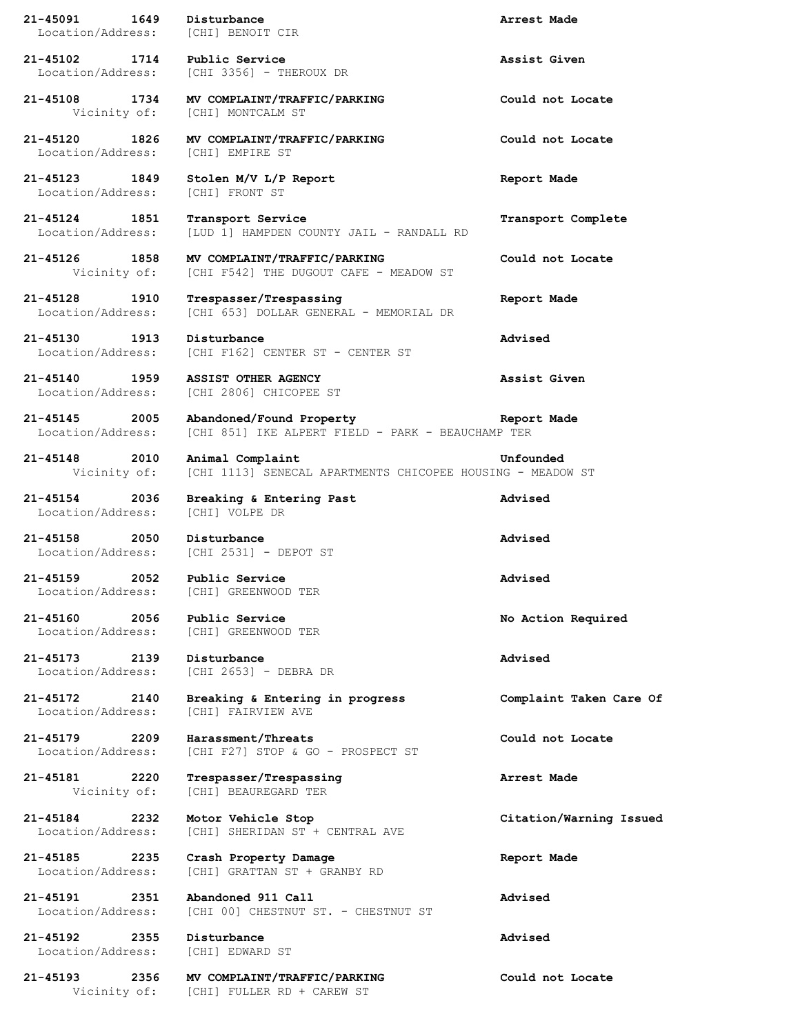**21-45091 1649 Disturbance** **Arrest Made**
Location/Address: [CHI] BENOIT CIR

**21-45102 1714 Public Service** **Assist Given**
Location/Address: [CHI 3356] - THEROUX DR

**21-45108 1734 MV COMPLAINT/TRAFFIC/PARKING** **Could not Locate**
Vicinity of: [CHI] MONTCALM ST

**21-45120 1826 MV COMPLAINT/TRAFFIC/PARKING** **Could not Locate**
Location/Address: [CHI] EMPIRE ST

**21-45123 1849 Stolen M/V L/P Report** **Report Made**
Location/Address: [CHI] FRONT ST

**21-45124 1851 Transport Service** **Transport Complete**
Location/Address: [LUD 1] HAMPDEN COUNTY JAIL - RANDALL RD

**21-45126 1858 MV COMPLAINT/TRAFFIC/PARKING** **Could not Locate**
Vicinity of: [CHI F542] THE DUGOUT CAFE - MEADOW ST

**21-45128 1910 Trespasser/Trespassing** **Report Made**
Location/Address: [CHI 653] DOLLAR GENERAL - MEMORIAL DR

**21-45130 1913 Disturbance** **Advised**
Location/Address: [CHI F162] CENTER ST - CENTER ST

**21-45140 1959 ASSIST OTHER AGENCY** **Assist Given**
Location/Address: [CHI 2806] CHICOPEE ST

**21-45145 2005 Abandoned/Found Property** **Report Made**
Location/Address: [CHI 851] IKE ALPERT FIELD - PARK - BEAUCHAMP TER

**21-45148 2010 Animal Complaint** **Unfounded**
Vicinity of: [CHI 1113] SENECAL APARTMENTS CHICOPEE HOUSING - MEADOW ST

**21-45154 2036 Breaking & Entering Past** **Advised**
Location/Address: [CHI] VOLPE DR

**21-45158 2050 Disturbance** **Advised**
Location/Address: [CHI 2531] - DEPOT ST

**21-45159 2052 Public Service** **Advised**
Location/Address: [CHI] GREENWOOD TER

**21-45160 2056 Public Service** **No Action Required**
Location/Address: [CHI] GREENWOOD TER

**21-45173 2139 Disturbance** **Advised**
Location/Address: [CHI 2653] - DEBRA DR

**21-45172 2140 Breaking & Entering in progress** **Complaint Taken Care Of**
Location/Address: [CHI] FAIRVIEW AVE

**21-45179 2209 Harassment/Threats** **Could not Locate**
Location/Address: [CHI F27] STOP & GO - PROSPECT ST

**21-45181 2220 Trespasser/Trespassing** **Arrest Made**
Vicinity of: [CHI] BEAUREGARD TER

**21-45184 2232 Motor Vehicle Stop** **Citation/Warning Issued**
Location/Address: [CHI] SHERIDAN ST + CENTRAL AVE

**21-45185 2235 Crash Property Damage** **Report Made**
Location/Address: [CHI] GRATTAN ST + GRANBY RD

**21-45191 2351 Abandoned 911 Call** **Advised**
Location/Address: [CHI 00] CHESTNUT ST. - CHESTNUT ST

**21-45192 2355 Disturbance** **Advised**
Location/Address: [CHI] EDWARD ST

**21-45193 2356 MV COMPLAINT/TRAFFIC/PARKING** **Could not Locate**
Vicinity of: [CHI] FULLER RD + CAREW ST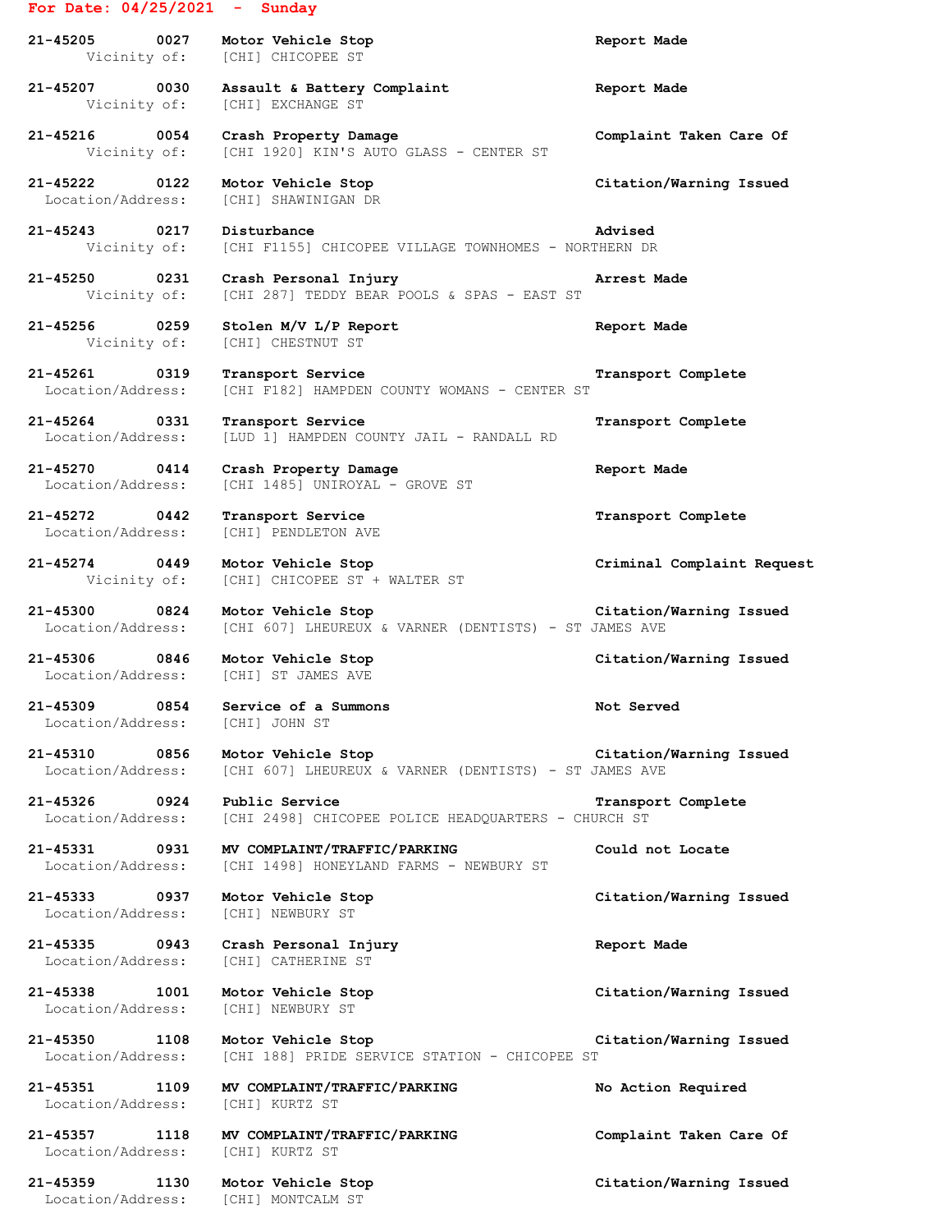**For Date: 04/25/2021 - Sunday**

**21-45205 0027 Motor Vehicle Stop** **Report Made**
Vicinity of: [CHI] CHICOPEE ST

**21-45207 0030 Assault & Battery Complaint** **Report Made**
Vicinity of: [CHI] EXCHANGE ST

**21-45216 0054 Crash Property Damage** **Complaint Taken Care Of**
Vicinity of: [CHI 1920] KIN'S AUTO GLASS - CENTER ST

**21-45222 0122 Motor Vehicle Stop** **Citation/Warning Issued**
Location/Address: [CHI] SHAWINIGAN DR

**21-45243 0217 Disturbance** **Advised**
Vicinity of: [CHI F1155] CHICOPEE VILLAGE TOWNHOMES - NORTHERN DR

**21-45250 0231 Crash Personal Injury** **Arrest Made**
Vicinity of: [CHI 287] TEDDY BEAR POOLS & SPAS - EAST ST

**21-45256 0259 Stolen M/V L/P Report** **Report Made**
Vicinity of: [CHI] CHESTNUT ST

**21-45261 0319 Transport Service** **Transport Complete**
Location/Address: [CHI F182] HAMPDEN COUNTY WOMANS - CENTER ST

**21-45264 0331 Transport Service** **Transport Complete**
Location/Address: [LUD 1] HAMPDEN COUNTY JAIL - RANDALL RD

**21-45270 0414 Crash Property Damage** **Report Made**
Location/Address: [CHI 1485] UNIROYAL - GROVE ST

**21-45272 0442 Transport Service** **Transport Complete**
Location/Address: [CHI] PENDLETON AVE

**21-45274 0449 Motor Vehicle Stop** **Criminal Complaint Request**
Vicinity of: [CHI] CHICOPEE ST + WALTER ST

**21-45300 0824 Motor Vehicle Stop** **Citation/Warning Issued**
Location/Address: [CHI 607] LHEUREUX & VARNER (DENTISTS) - ST JAMES AVE

**21-45306 0846 Motor Vehicle Stop** **Citation/Warning Issued**
Location/Address: [CHI] ST JAMES AVE

**21-45309 0854 Service of a Summons** **Not Served**
Location/Address: [CHI] JOHN ST

**21-45310 0856 Motor Vehicle Stop** **Citation/Warning Issued**
Location/Address: [CHI 607] LHEUREUX & VARNER (DENTISTS) - ST JAMES AVE

**21-45326 0924 Public Service** **Transport Complete**
Location/Address: [CHI 2498] CHICOPEE POLICE HEADQUARTERS - CHURCH ST

**21-45331 0931 MV COMPLAINT/TRAFFIC/PARKING** **Could not Locate**
Location/Address: [CHI 1498] HONEYLAND FARMS - NEWBURY ST

**21-45333 0937 Motor Vehicle Stop** **Citation/Warning Issued**
Location/Address: [CHI] NEWBURY ST

**21-45335 0943 Crash Personal Injury** **Report Made**
Location/Address: [CHI] CATHERINE ST

**21-45338 1001 Motor Vehicle Stop** **Citation/Warning Issued**
Location/Address: [CHI] NEWBURY ST

**21-45350 1108 Motor Vehicle Stop** **Citation/Warning Issued**
Location/Address: [CHI 188] PRIDE SERVICE STATION - CHICOPEE ST

**21-45351 1109 MV COMPLAINT/TRAFFIC/PARKING** **No Action Required**
Location/Address: [CHI] KURTZ ST

**21-45357 1118 MV COMPLAINT/TRAFFIC/PARKING** **Complaint Taken Care Of**
Location/Address: [CHI] KURTZ ST

**21-45359 1130 Motor Vehicle Stop** **Citation/Warning Issued**
Location/Address: [CHI] MONTCALM ST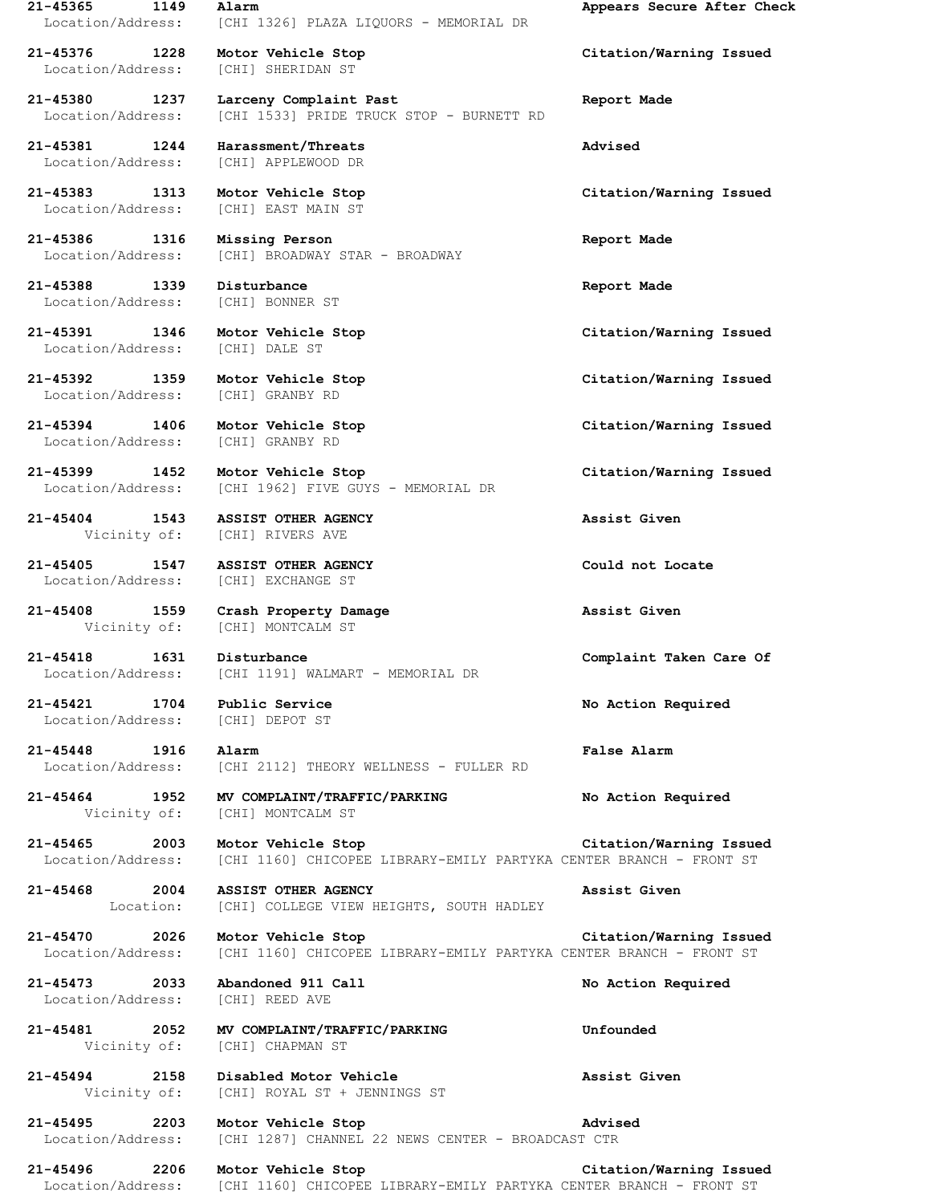**21-45365 1149 Alarm** **Appears Secure After Check**
Location/Address: [CHI 1326] PLAZA LIQUORS - MEMORIAL DR

**21-45376 1228 Motor Vehicle Stop** **Citation/Warning Issued**
Location/Address: [CHI] SHERIDAN ST

**21-45380 1237 Larceny Complaint Past** **Report Made**
Location/Address: [CHI 1533] PRIDE TRUCK STOP - BURNETT RD

**21-45381 1244 Harassment/Threats** **Advised**
Location/Address: [CHI] APPLEWOOD DR

**21-45383 1313 Motor Vehicle Stop** **Citation/Warning Issued**
Location/Address: [CHI] EAST MAIN ST

**21-45386 1316 Missing Person** **Report Made**
Location/Address: [CHI] BROADWAY STAR - BROADWAY

**21-45388 1339 Disturbance** **Report Made**
Location/Address: [CHI] BONNER ST

**21-45391 1346 Motor Vehicle Stop** **Citation/Warning Issued**
Location/Address: [CHI] DALE ST

**21-45392 1359 Motor Vehicle Stop** **Citation/Warning Issued**
Location/Address: [CHI] GRANBY RD

**21-45394 1406 Motor Vehicle Stop** **Citation/Warning Issued**
Location/Address: [CHI] GRANBY RD

**21-45399 1452 Motor Vehicle Stop** **Citation/Warning Issued**
Location/Address: [CHI 1962] FIVE GUYS - MEMORIAL DR

**21-45404 1543 ASSIST OTHER AGENCY** **Assist Given**
Vicinity of: [CHI] RIVERS AVE

**21-45405 1547 ASSIST OTHER AGENCY** **Could not Locate**
Location/Address: [CHI] EXCHANGE ST

**21-45408 1559 Crash Property Damage** **Assist Given**
Vicinity of: [CHI] MONTCALM ST

**21-45418 1631 Disturbance** **Complaint Taken Care Of**
Location/Address: [CHI 1191] WALMART - MEMORIAL DR

**21-45421 1704 Public Service** **No Action Required**
Location/Address: [CHI] DEPOT ST

**21-45448 1916 Alarm** **False Alarm**
Location/Address: [CHI 2112] THEORY WELLNESS - FULLER RD

**21-45464 1952 MV COMPLAINT/TRAFFIC/PARKING** **No Action Required**
Vicinity of: [CHI] MONTCALM ST

**21-45465 2003 Motor Vehicle Stop** **Citation/Warning Issued**
Location/Address: [CHI 1160] CHICOPEE LIBRARY-EMILY PARTYKA CENTER BRANCH - FRONT ST

**21-45468 2004 ASSIST OTHER AGENCY** **Assist Given**
Location: [CHI] COLLEGE VIEW HEIGHTS, SOUTH HADLEY

**21-45470 2026 Motor Vehicle Stop** **Citation/Warning Issued**
Location/Address: [CHI 1160] CHICOPEE LIBRARY-EMILY PARTYKA CENTER BRANCH - FRONT ST

**21-45473 2033 Abandoned 911 Call** **No Action Required**
Location/Address: [CHI] REED AVE

**21-45481 2052 MV COMPLAINT/TRAFFIC/PARKING** **Unfounded**
Vicinity of: [CHI] CHAPMAN ST

**21-45494 2158 Disabled Motor Vehicle** **Assist Given**
Vicinity of: [CHI] ROYAL ST + JENNINGS ST

**21-45495 2203 Motor Vehicle Stop** **Advised**
Location/Address: [CHI 1287] CHANNEL 22 NEWS CENTER - BROADCAST CTR

**21-45496 2206 Motor Vehicle Stop** **Citation/Warning Issued**
Location/Address: [CHI 1160] CHICOPEE LIBRARY-EMILY PARTYKA CENTER BRANCH - FRONT ST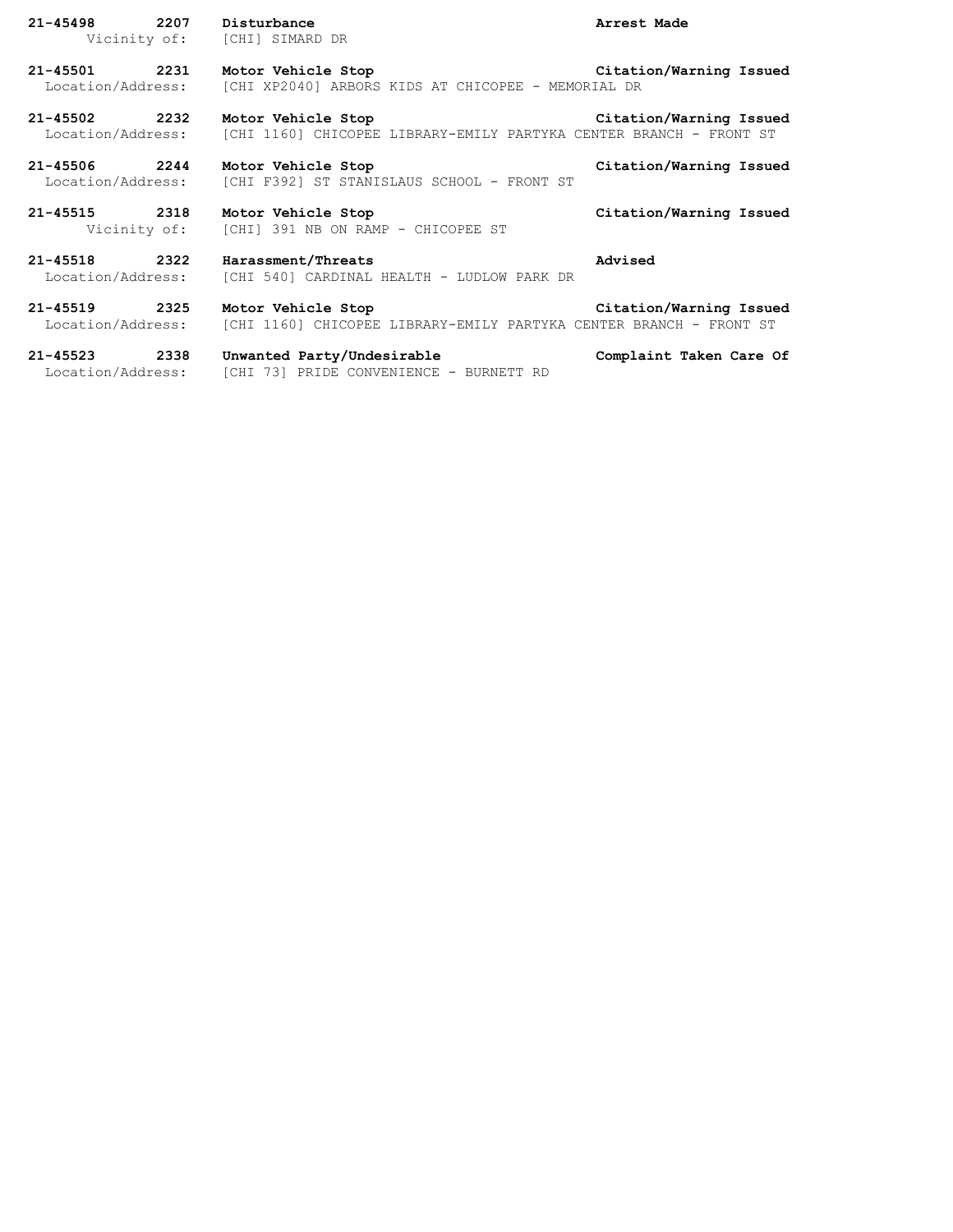**21-45498 2207 Disturbance** **Arrest Made**
Vicinity of: [CHI] SIMARD DR

**21-45501 2231 Motor Vehicle Stop** **Citation/Warning Issued**
Location/Address: [CHI XP2040] ARBORS KIDS AT CHICOPEE - MEMORIAL DR

**21-45502 2232 Motor Vehicle Stop** **Citation/Warning Issued**
Location/Address: [CHI 1160] CHICOPEE LIBRARY-EMILY PARTYKA CENTER BRANCH - FRONT ST

**21-45506 2244 Motor Vehicle Stop** **Citation/Warning Issued**
Location/Address: [CHI F392] ST STANISLAUS SCHOOL - FRONT ST

**21-45515 2318 Motor Vehicle Stop** **Citation/Warning Issued**
Vicinity of: [CHI] 391 NB ON RAMP - CHICOPEE ST

**21-45518 2322 Harassment/Threats** **Advised**
Location/Address: [CHI 540] CARDINAL HEALTH - LUDLOW PARK DR

**21-45519 2325 Motor Vehicle Stop** **Citation/Warning Issued**
Location/Address: [CHI 1160] CHICOPEE LIBRARY-EMILY PARTYKA CENTER BRANCH - FRONT ST

**21-45523 2338 Unwanted Party/Undesirable** **Complaint Taken Care Of**
Location/Address: [CHI 73] PRIDE CONVENIENCE - BURNETT RD